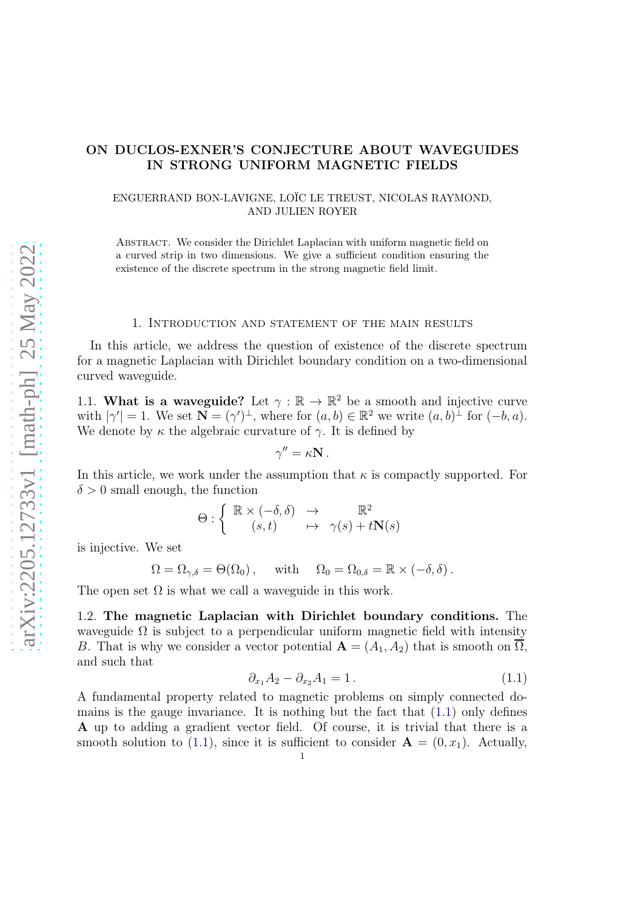# ON DUCLOS-EXNER'S CONJECTURE ABOUT WAVEGUIDES IN STRONG UNIFORM MAGNETIC FIELDS

ENGUERRAND BON-LAVIGNE, LOÏC LE TREUST, NICOLAS RAYMOND, AND JULIEN ROYER

Abstract. We consider the Dirichlet Laplacian with uniform magnetic field on a curved strip in two dimensions. We give a sufficient condition ensuring the existence of the discrete spectrum in the strong magnetic field limit.

## 1. Introduction and statement of the main results

In this article, we address the question of existence of the discrete spectrum for a magnetic Laplacian with Dirichlet boundary condition on a two-dimensional curved waveguide.

### 1.1. What is a waveguide?

Let $\gamma : \mathbb{R} \to \mathbb{R}^2$ be a smooth and injective curve with $|\gamma'| = 1$. We set $\mathbf{N} = (\gamma')^\perp$, where for $(a, b) \in \mathbb{R}^2$ we write $(a, b)^\perp$ for $(-b, a)$. We denote by $\kappa$ the algebraic curvature of $\gamma$. It is defined by

$$\gamma'' = \kappa \mathbf{N}\,.$$

In this article, we work under the assumption that $\kappa$ is compactly supported. For $\delta > 0$ small enough, the function

$$\Theta : \left\{ \begin{array}{ccc} \mathbb{R} \times (-\delta, \delta) & \to & \mathbb{R}^2 \\ (s,t) & \mapsto & \gamma(s) + t\mathbf{N}(s) \end{array} \right.$$

is injective. We set

$$\Omega = \Omega_{\gamma,\delta} = \Theta(\Omega_0)\,, \quad \text{with} \quad \Omega_0 = \Omega_{0,\delta} = \mathbb{R} \times (-\delta, \delta)\,.$$

The open set $\Omega$ is what we call a waveguide in this work.

### 1.2. The magnetic Laplacian with Dirichlet boundary conditions.

The waveguide $\Omega$ is subject to a perpendicular uniform magnetic field with intensity $B$. That is why we consider a vector potential $\mathbf{A} = (A_1, A_2)$ that is smooth on $\overline{\Omega}$, and such that

$$\partial_{x_1} A_2 - \partial_{x_2} A_1 = 1\,. \tag{1.1}$$

A fundamental property related to magnetic problems on simply connected domains is the gauge invariance. It is nothing but the fact that (1.1) only defines $\mathbf{A}$ up to adding a gradient vector field. Of course, it is trivial that there is a smooth solution to (1.1), since it is sufficient to consider $\mathbf{A} = (0, x_1)$. Actually,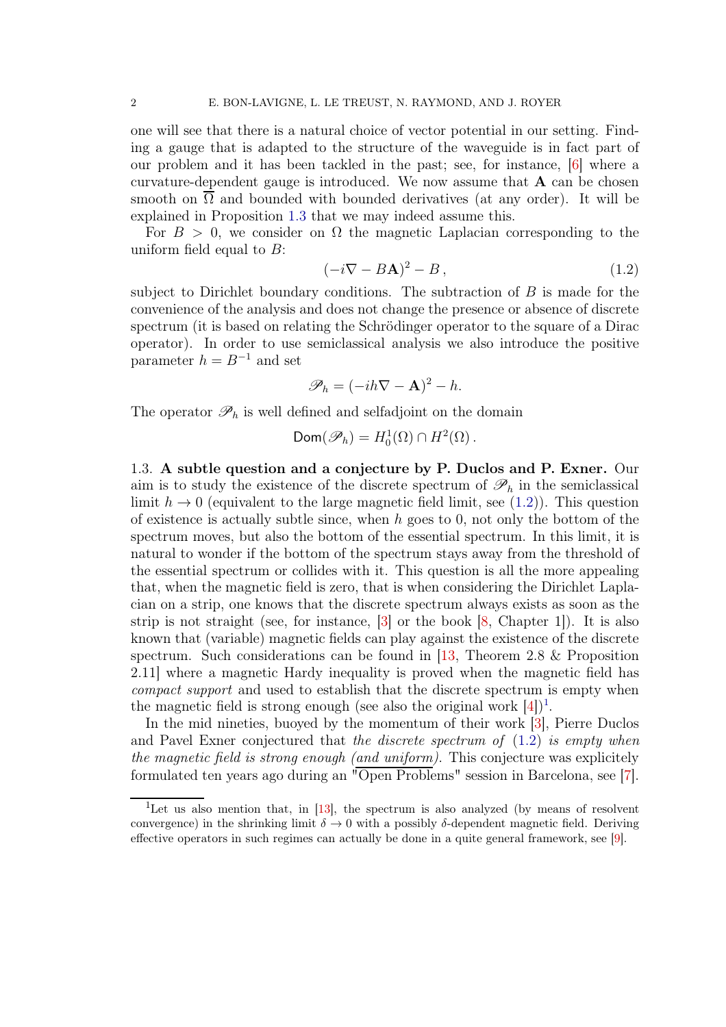one will see that there is a natural choice of vector potential in our setting. Finding a gauge that is adapted to the structure of the waveguide is in fact part of our problem and it has been tackled in the past; see, for instance, [6] where a curvature-dependent gauge is introduced. We now assume that $\mathbf{A}$ can be chosen smooth on $\overline{\Omega}$ and bounded with bounded derivatives (at any order). It will be explained in Proposition 1.3 that we may indeed assume this.

For $B > 0$, we consider on $\Omega$ the magnetic Laplacian corresponding to the uniform field equal to $B$:

$$(-i\nabla - B\mathbf{A})^2 - B\,, \tag{1.2}$$

subject to Dirichlet boundary conditions. The subtraction of $B$ is made for the convenience of the analysis and does not change the presence or absence of discrete spectrum (it is based on relating the Schrödinger operator to the square of a Dirac operator). In order to use semiclassical analysis we also introduce the positive parameter $h = B^{-1}$ and set

$$\mathscr{P}_h = (-ih\nabla - \mathbf{A})^2 - h.$$

The operator $\mathscr{P}_h$ is well defined and selfadjoint on the domain

$$\mathsf{Dom}(\mathscr{P}_h) = H^1_0(\Omega) \cap H^2(\Omega)\,.$$

### 1.3. A subtle question and a conjecture by P. Duclos and P. Exner.

Our aim is to study the existence of the discrete spectrum of $\mathscr{P}_h$ in the semiclassical limit $h \to 0$ (equivalent to the large magnetic field limit, see (1.2)). This question of existence is actually subtle since, when $h$ goes to 0, not only the bottom of the spectrum moves, but also the bottom of the essential spectrum. In this limit, it is natural to wonder if the bottom of the spectrum stays away from the threshold of the essential spectrum or collides with it. This question is all the more appealing that, when the magnetic field is zero, that is when considering the Dirichlet Laplacian on a strip, one knows that the discrete spectrum always exists as soon as the strip is not straight (see, for instance, [3] or the book [8, Chapter 1]). It is also known that (variable) magnetic fields can play against the existence of the discrete spectrum. Such considerations can be found in [13, Theorem 2.8 & Proposition 2.11] where a magnetic Hardy inequality is proved when the magnetic field has *compact support* and used to establish that the discrete spectrum is empty when the magnetic field is strong enough (see also the original work [4])[1].

In the mid nineties, buoyed by the momentum of their work [3], Pierre Duclos and Pavel Exner conjectured that *the discrete spectrum of* (1.2) *is empty when the magnetic field is strong enough (and uniform)*. This conjecture was explicitely formulated ten years ago during an "Open Problems" session in Barcelona, see [7].

[1]Let us also mention that, in [13], the spectrum is also analyzed (by means of resolvent convergence) in the shrinking limit $\delta \to 0$ with a possibly $\delta$-dependent magnetic field. Deriving effective operators in such regimes can actually be done in a quite general framework, see [9].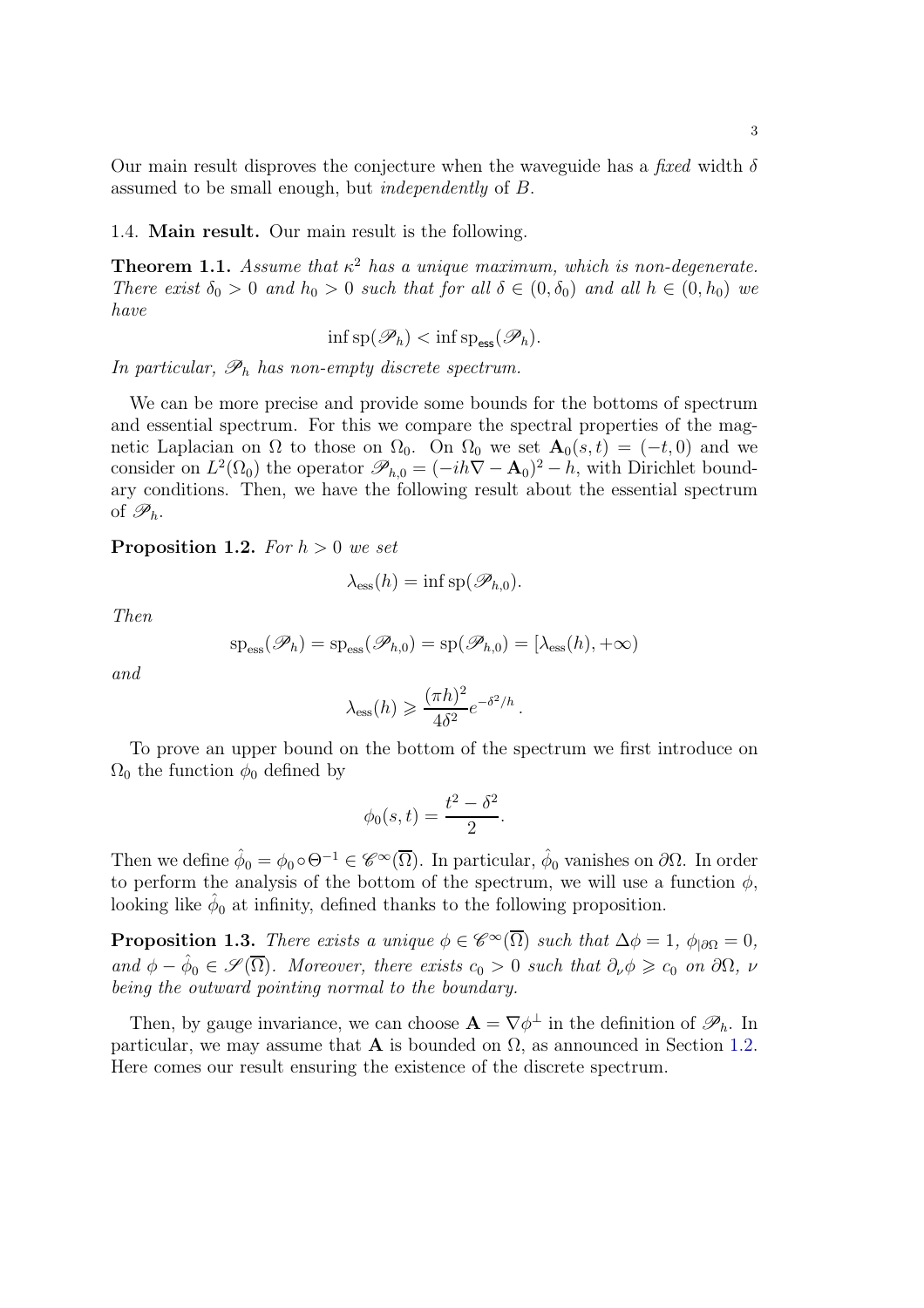Our main result disproves the conjecture when the waveguide has a *fixed* width $\delta$ assumed to be small enough, but *independently* of $B$.

### 1.4. Main result.

Our main result is the following.

**Theorem 1.1.** *Assume that $\kappa^2$ has a unique maximum, which is non-degenerate. There exist $\delta_0 > 0$ and $h_0 > 0$ such that for all $\delta \in (0, \delta_0)$ and all $h \in (0, h_0)$ we have*

$$\inf \mathrm{sp}(\mathscr{P}_h) < \inf \mathrm{sp}_{\mathsf{ess}}(\mathscr{P}_h).$$

*In particular, $\mathscr{P}_h$ has non-empty discrete spectrum.*

We can be more precise and provide some bounds for the bottoms of spectrum and essential spectrum. For this we compare the spectral properties of the magnetic Laplacian on $\Omega$ to those on $\Omega_0$. On $\Omega_0$ we set $\mathbf{A}_0(s,t) = (-t, 0)$ and we consider on $L^2(\Omega_0)$ the operator $\mathscr{P}_{h,0} = (-ih\nabla - \mathbf{A}_0)^2 - h$, with Dirichlet boundary conditions. Then, we have the following result about the essential spectrum of $\mathscr{P}_h$.

**Proposition 1.2.** *For $h > 0$ we set*

$$\lambda_{\mathrm{ess}}(h) = \inf \mathrm{sp}(\mathscr{P}_{h,0}).$$

*Then*

$$\mathrm{sp}_{\mathrm{ess}}(\mathscr{P}_h) = \mathrm{sp}_{\mathrm{ess}}(\mathscr{P}_{h,0}) = \mathrm{sp}(\mathscr{P}_{h,0}) = [\lambda_{\mathrm{ess}}(h), +\infty)$$

*and*

$$\lambda_{\mathrm{ess}}(h) \geqslant \frac{(\pi h)^2}{4\delta^2} e^{-\delta^2/h}.$$

To prove an upper bound on the bottom of the spectrum we first introduce on $\Omega_0$ the function $\phi_0$ defined by

$$\phi_0(s,t) = \frac{t^2 - \delta^2}{2}.$$

Then we define $\hat{\phi}_0 = \phi_0 \circ \Theta^{-1} \in \mathscr{C}^\infty(\overline{\Omega})$. In particular, $\hat{\phi}_0$ vanishes on $\partial\Omega$. In order to perform the analysis of the bottom of the spectrum, we will use a function $\phi$, looking like $\hat{\phi}_0$ at infinity, defined thanks to the following proposition.

**Proposition 1.3.** *There exists a unique $\phi \in \mathscr{C}^\infty(\overline{\Omega})$ such that $\Delta\phi = 1$, $\phi_{|\partial\Omega} = 0$, and $\phi - \hat{\phi}_0 \in \mathscr{S}(\overline{\Omega})$. Moreover, there exists $c_0 > 0$ such that $\partial_\nu \phi \geqslant c_0$ on $\partial\Omega$, $\nu$ being the outward pointing normal to the boundary.*

Then, by gauge invariance, we can choose $\mathbf{A} = \nabla\phi^\perp$ in the definition of $\mathscr{P}_h$. In particular, we may assume that $\mathbf{A}$ is bounded on $\Omega$, as announced in Section 1.2. Here comes our result ensuring the existence of the discrete spectrum.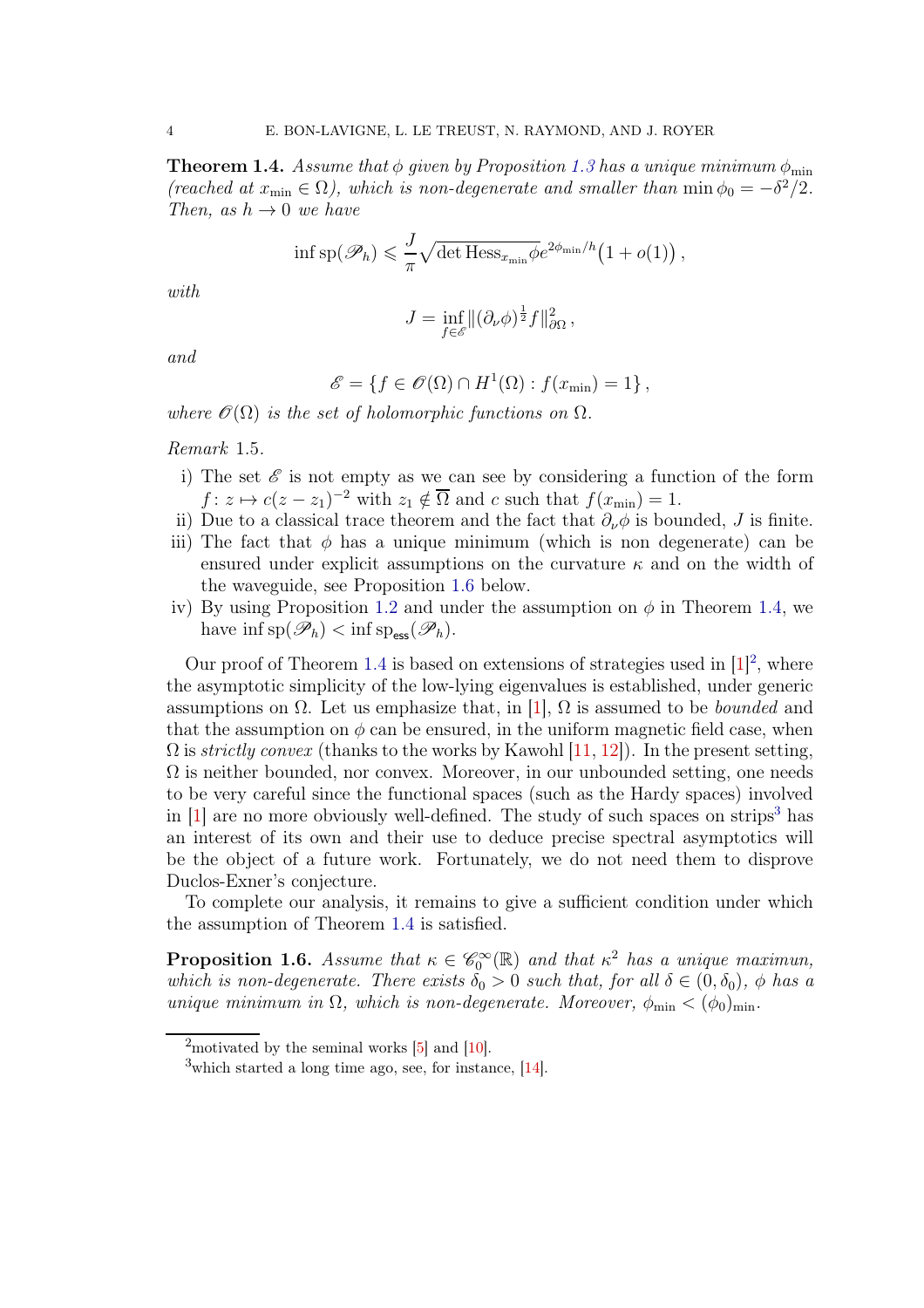**Theorem 1.4.** *Assume that $\phi$ given by Proposition 1.3 has a unique minimum $\phi_{\min}$ (reached at $x_{\min} \in \Omega$), which is non-degenerate and smaller than $\min \phi_0 = -\delta^2/2$. Then, as $h \to 0$ we have*

$$\inf \mathrm{sp}(\mathscr{P}_h) \leqslant \frac{J}{\pi} \sqrt{\det \mathrm{Hess}_{x_{\min}} \phi}\, e^{2\phi_{\min}/h} \big(1 + o(1)\big)\,,$$

*with*

$$J = \inf_{f \in \mathscr{E}} \|(\partial_\nu \phi)^{\frac{1}{2}} f\|^2_{\partial\Omega}\,,$$

*and*

$$\mathscr{E} = \{ f \in \mathscr{O}(\Omega) \cap H^1(\Omega) : f(x_{\min}) = 1 \}\,,$$

*where $\mathscr{O}(\Omega)$ is the set of holomorphic functions on $\Omega$.*

*Remark* 1.5.

i) The set $\mathscr{E}$ is not empty as we can see by considering a function of the form $f : z \mapsto c(z - z_1)^{-2}$ with $z_1 \notin \overline{\Omega}$ and $c$ such that $f(x_{\min}) = 1$.
ii) Due to a classical trace theorem and the fact that $\partial_\nu \phi$ is bounded, $J$ is finite.
iii) The fact that $\phi$ has a unique minimum (which is non degenerate) can be ensured under explicit assumptions on the curvature $\kappa$ and on the width of the waveguide, see Proposition 1.6 below.
iv) By using Proposition 1.2 and under the assumption on $\phi$ in Theorem 1.4, we have $\inf \mathrm{sp}(\mathscr{P}_h) < \inf \mathrm{sp}_{\mathsf{ess}}(\mathscr{P}_h)$.

Our proof of Theorem 1.4 is based on extensions of strategies used in [1][2], where the asymptotic simplicity of the low-lying eigenvalues is established, under generic assumptions on $\Omega$. Let us emphasize that, in [1], $\Omega$ is assumed to be *bounded* and that the assumption on $\phi$ can be ensured, in the uniform magnetic field case, when $\Omega$ is *strictly convex* (thanks to the works by Kawohl [11, 12]). In the present setting, $\Omega$ is neither bounded, nor convex. Moreover, in our unbounded setting, one needs to be very careful since the functional spaces (such as the Hardy spaces) involved in [1] are no more obviously well-defined. The study of such spaces on strips[3] has an interest of its own and their use to deduce precise spectral asymptotics will be the object of a future work. Fortunately, we do not need them to disprove Duclos-Exner's conjecture.

To complete our analysis, it remains to give a sufficient condition under which the assumption of Theorem 1.4 is satisfied.

**Proposition 1.6.** *Assume that $\kappa \in \mathscr{C}_0^\infty(\mathbb{R})$ and that $\kappa^2$ has a unique maximun, which is non-degenerate. There exists $\delta_0 > 0$ such that, for all $\delta \in (0, \delta_0)$, $\phi$ has a unique minimum in $\Omega$, which is non-degenerate. Moreover, $\phi_{\min} < (\phi_0)_{\min}$.*

---

[2] motivated by the seminal works [5] and [10].

[3] which started a long time ago, see, for instance, [14].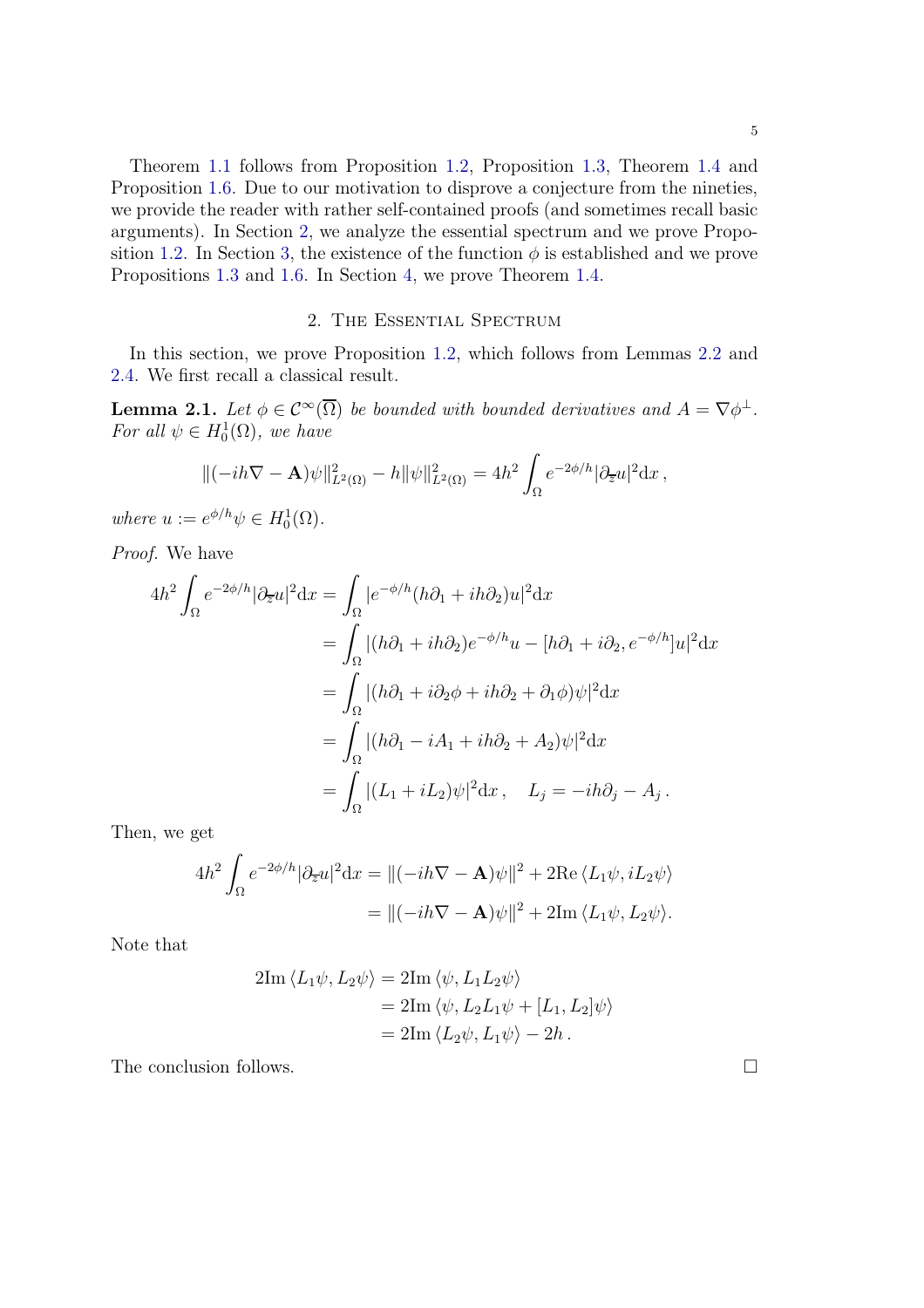Theorem 1.1 follows from Proposition 1.2, Proposition 1.3, Theorem 1.4 and Proposition 1.6. Due to our motivation to disprove a conjecture from the nineties, we provide the reader with rather self-contained proofs (and sometimes recall basic arguments). In Section 2, we analyze the essential spectrum and we prove Proposition 1.2. In Section 3, the existence of the function $\phi$ is established and we prove Propositions 1.3 and 1.6. In Section 4, we prove Theorem 1.4.

## 2. The Essential Spectrum

In this section, we prove Proposition 1.2, which follows from Lemmas 2.2 and 2.4. We first recall a classical result.

**Lemma 2.1.** *Let $\phi \in \mathcal{C}^\infty(\overline{\Omega})$ be bounded with bounded derivatives and $A = \nabla\phi^\perp$. For all $\psi \in H^1_0(\Omega)$, we have*

$$\|(-ih\nabla - \mathbf{A})\psi\|^2_{L^2(\Omega)} - h\|\psi\|^2_{L^2(\Omega)} = 4h^2 \int_\Omega e^{-2\phi/h}|\partial_{\overline{z}} u|^2 \mathrm{d}x\,,$$

*where $u := e^{\phi/h}\psi \in H^1_0(\Omega)$.*

*Proof.* We have

$$\begin{aligned}
4h^2 \int_\Omega e^{-2\phi/h}|\partial_{\overline{z}} u|^2 \mathrm{d}x &= \int_\Omega |e^{-\phi/h}(h\partial_1 + ih\partial_2)u|^2 \mathrm{d}x \\
&= \int_\Omega |(h\partial_1 + ih\partial_2)e^{-\phi/h}u - [h\partial_1 + i\partial_2, e^{-\phi/h}]u|^2 \mathrm{d}x \\
&= \int_\Omega |(h\partial_1 + i\partial_2\phi + ih\partial_2 + \partial_1\phi)\psi|^2 \mathrm{d}x \\
&= \int_\Omega |(h\partial_1 - iA_1 + ih\partial_2 + A_2)\psi|^2 \mathrm{d}x \\
&= \int_\Omega |(L_1 + iL_2)\psi|^2 \mathrm{d}x\,, \quad L_j = -ih\partial_j - A_j\,.
\end{aligned}$$

Then, we get

$$\begin{aligned}
4h^2 \int_\Omega e^{-2\phi/h}|\partial_{\overline{z}} u|^2 \mathrm{d}x &= \|(-ih\nabla - \mathbf{A})\psi\|^2 + 2\mathrm{Re}\,\langle L_1\psi, iL_2\psi\rangle \\
&= \|(-ih\nabla - \mathbf{A})\psi\|^2 + 2\mathrm{Im}\,\langle L_1\psi, L_2\psi\rangle.
\end{aligned}$$

Note that

$$\begin{aligned}
2\mathrm{Im}\,\langle L_1\psi, L_2\psi\rangle &= 2\mathrm{Im}\,\langle \psi, L_1 L_2\psi\rangle \\
&= 2\mathrm{Im}\,\langle \psi, L_2 L_1\psi + [L_1, L_2]\psi\rangle \\
&= 2\mathrm{Im}\,\langle L_2\psi, L_1\psi\rangle - 2h\,.
\end{aligned}$$

The conclusion follows. ∎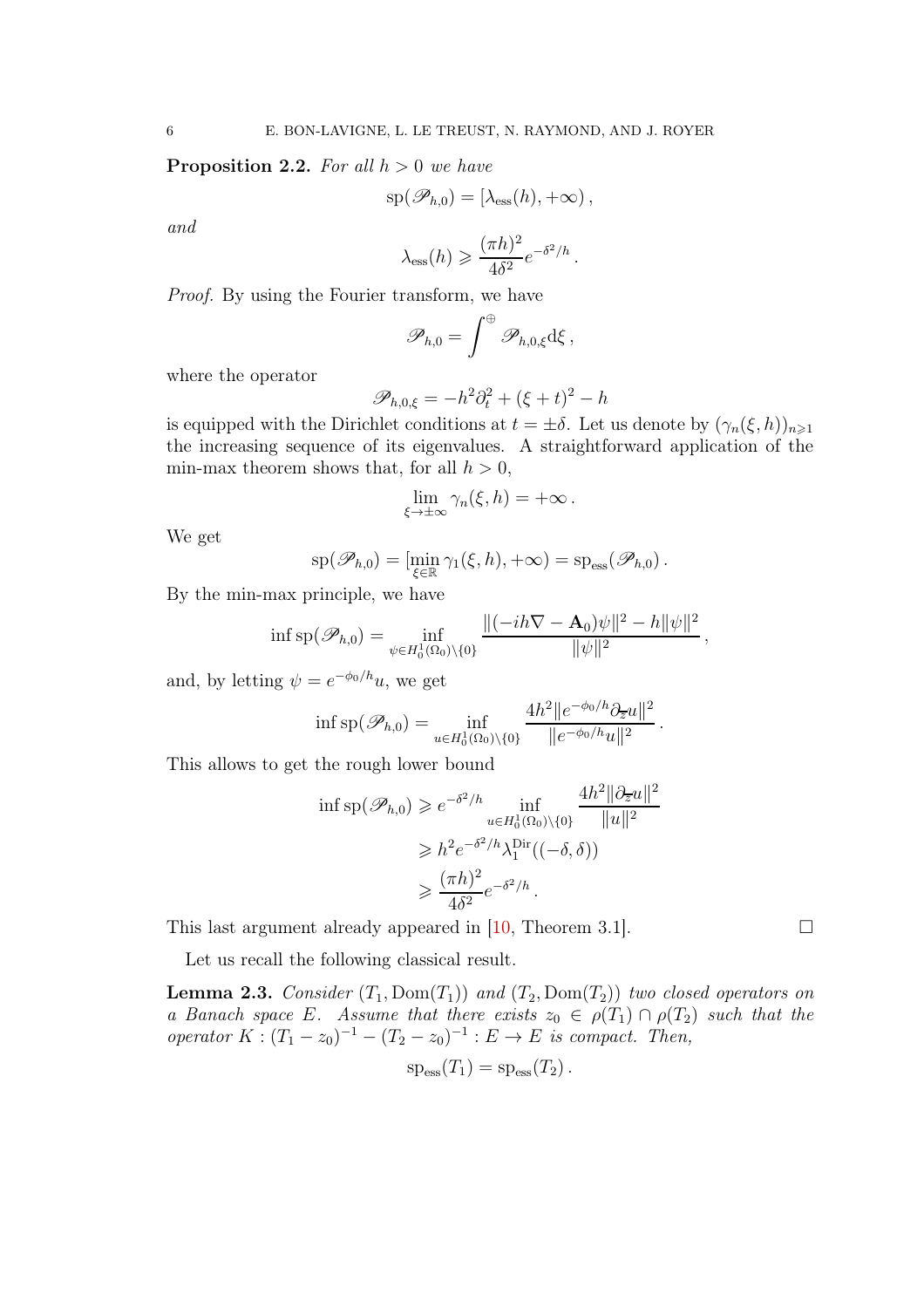**Proposition 2.2.** *For all $h > 0$ we have*

$$\mathrm{sp}(\mathscr{P}_{h,0}) = [\lambda_{\mathrm{ess}}(h), +\infty)\,,$$

*and*

$$\lambda_{\mathrm{ess}}(h) \geqslant \frac{(\pi h)^2}{4\delta^2} e^{-\delta^2/h}\,.$$

*Proof.* By using the Fourier transform, we have

$$\mathscr{P}_{h,0} = \int^{\oplus} \mathscr{P}_{h,0,\xi} \mathrm{d}\xi\,,$$

where the operator

$$\mathscr{P}_{h,0,\xi} = -h^2\partial_t^2 + (\xi + t)^2 - h$$

is equipped with the Dirichlet conditions at $t = \pm\delta$. Let us denote by $(\gamma_n(\xi, h))_{n\geqslant 1}$ the increasing sequence of its eigenvalues. A straightforward application of the min-max theorem shows that, for all $h > 0$,

$$\lim_{\xi\to\pm\infty} \gamma_n(\xi, h) = +\infty\,.$$

We get

$$\mathrm{sp}(\mathscr{P}_{h,0}) = [\min_{\xi\in\mathbb{R}} \gamma_1(\xi, h), +\infty) = \mathrm{sp}_{\mathrm{ess}}(\mathscr{P}_{h,0})\,.$$

By the min-max principle, we have

$$\inf \mathrm{sp}(\mathscr{P}_{h,0}) = \inf_{\psi\in H_0^1(\Omega_0)\setminus\{0\}} \frac{\|(-ih\nabla - \mathbf{A}_0)\psi\|^2 - h\|\psi\|^2}{\|\psi\|^2}\,,$$

and, by letting $\psi = e^{-\phi_0/h}u$, we get

$$\inf \mathrm{sp}(\mathscr{P}_{h,0}) = \inf_{u\in H_0^1(\Omega_0)\setminus\{0\}} \frac{4h^2\|e^{-\phi_0/h}\partial_{\overline{z}}u\|^2}{\|e^{-\phi_0/h}u\|^2}\,.$$

This allows to get the rough lower bound

$$\begin{aligned}
\inf \mathrm{sp}(\mathscr{P}_{h,0}) &\geqslant e^{-\delta^2/h} \inf_{u\in H_0^1(\Omega_0)\setminus\{0\}} \frac{4h^2\|\partial_{\overline{z}}u\|^2}{\|u\|^2} \\
&\geqslant h^2 e^{-\delta^2/h} \lambda_1^{\mathrm{Dir}}((-\delta, \delta)) \\
&\geqslant \frac{(\pi h)^2}{4\delta^2} e^{-\delta^2/h}\,.
\end{aligned}$$

This last argument already appeared in [10, Theorem 3.1]. $\square$

Let us recall the following classical result.

**Lemma 2.3.** *Consider $(T_1, \mathrm{Dom}(T_1))$ and $(T_2, \mathrm{Dom}(T_2))$ two closed operators on a Banach space $E$. Assume that there exists $z_0 \in \rho(T_1) \cap \rho(T_2)$ such that the operator $K : (T_1 - z_0)^{-1} - (T_2 - z_0)^{-1} : E \to E$ is compact. Then,*

$$\mathrm{sp}_{\mathrm{ess}}(T_1) = \mathrm{sp}_{\mathrm{ess}}(T_2)\,.$$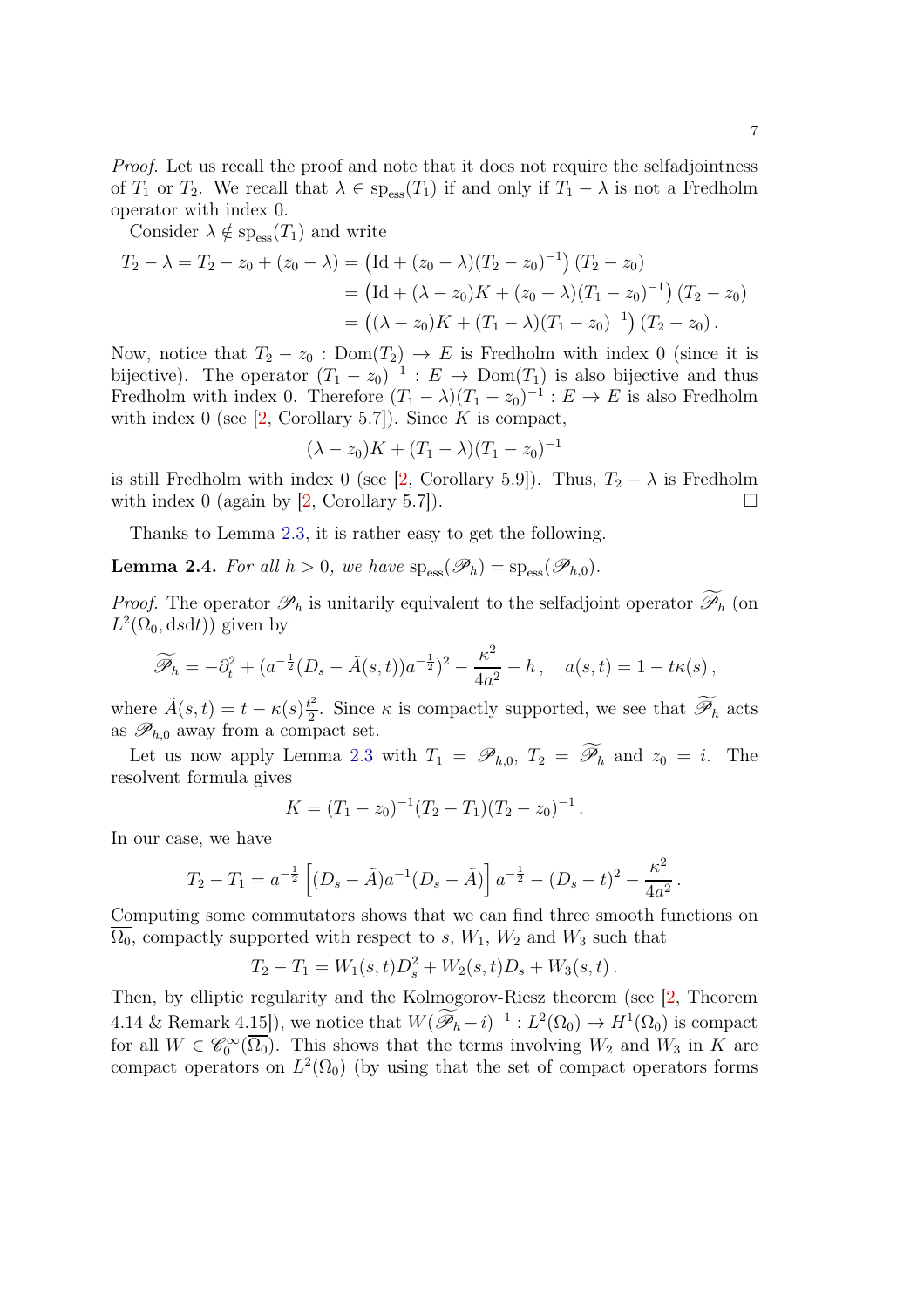*Proof.* Let us recall the proof and note that it does not require the selfadjointness of $T_1$ or $T_2$. We recall that $\lambda \in \mathrm{sp}_{\mathrm{ess}}(T_1)$ if and only if $T_1 - \lambda$ is not a Fredholm operator with index 0.

Consider $\lambda \notin \mathrm{sp}_{\mathrm{ess}}(T_1)$ and write

$$\begin{aligned} T_2 - \lambda = T_2 - z_0 + (z_0 - \lambda) &= \left(\mathrm{Id} + (z_0 - \lambda)(T_2 - z_0)^{-1}\right)(T_2 - z_0) \\ &= \left(\mathrm{Id} + (\lambda - z_0)K + (z_0 - \lambda)(T_1 - z_0)^{-1}\right)(T_2 - z_0) \\ &= \left((\lambda - z_0)K + (T_1 - \lambda)(T_1 - z_0)^{-1}\right)(T_2 - z_0)\,. \end{aligned}$$

Now, notice that $T_2 - z_0 : \mathrm{Dom}(T_2) \to E$ is Fredholm with index 0 (since it is bijective). The operator $(T_1 - z_0)^{-1} : E \to \mathrm{Dom}(T_1)$ is also bijective and thus Fredholm with index 0. Therefore $(T_1 - \lambda)(T_1 - z_0)^{-1} : E \to E$ is also Fredholm with index 0 (see [2, Corollary 5.7]). Since $K$ is compact,

$$(\lambda - z_0)K + (T_1 - \lambda)(T_1 - z_0)^{-1}$$

is still Fredholm with index 0 (see [2, Corollary 5.9]). Thus, $T_2 - \lambda$ is Fredholm with index 0 (again by [2, Corollary 5.7]). $\square$

Thanks to Lemma 2.3, it is rather easy to get the following.

**Lemma 2.4.** *For all $h > 0$, we have $\mathrm{sp}_{\mathrm{ess}}(\mathscr{P}_h) = \mathrm{sp}_{\mathrm{ess}}(\mathscr{P}_{h,0})$.*

*Proof.* The operator $\mathscr{P}_h$ is unitarily equivalent to the selfadjoint operator $\widetilde{\mathscr{P}}_h$ (on $L^2(\Omega_0, \mathrm{d}s\mathrm{d}t)$) given by

$$\widetilde{\mathscr{P}}_h = -\partial_t^2 + (a^{-\frac{1}{2}}(D_s - \tilde{A}(s,t))a^{-\frac{1}{2}})^2 - \frac{\kappa^2}{4a^2} - h\,, \quad a(s,t) = 1 - t\kappa(s)\,,$$

where $\tilde{A}(s,t) = t - \kappa(s)\frac{t^2}{2}$. Since $\kappa$ is compactly supported, we see that $\widetilde{\mathscr{P}}_h$ acts as $\mathscr{P}_{h,0}$ away from a compact set.

Let us now apply Lemma 2.3 with $T_1 = \mathscr{P}_{h,0}$, $T_2 = \widetilde{\mathscr{P}}_h$ and $z_0 = i$. The resolvent formula gives

$$K = (T_1 - z_0)^{-1}(T_2 - T_1)(T_2 - z_0)^{-1}\,.$$

In our case, we have

$$T_2 - T_1 = a^{-\frac{1}{2}}\left[(D_s - \tilde{A})a^{-1}(D_s - \tilde{A})\right]a^{-\frac{1}{2}} - (D_s - t)^2 - \frac{\kappa^2}{4a^2}\,.$$

Computing some commutators shows that we can find three smooth functions on $\overline{\Omega_0}$, compactly supported with respect to $s$, $W_1$, $W_2$ and $W_3$ such that

$$T_2 - T_1 = W_1(s,t)D_s^2 + W_2(s,t)D_s + W_3(s,t)\,.$$

Then, by elliptic regularity and the Kolmogorov-Riesz theorem (see [2, Theorem 4.14 & Remark 4.15]), we notice that $W(\widetilde{\mathscr{P}}_h - i)^{-1} : L^2(\Omega_0) \to H^1(\Omega_0)$ is compact for all $W \in \mathscr{C}_0^\infty(\overline{\Omega_0})$. This shows that the terms involving $W_2$ and $W_3$ in $K$ are compact operators on $L^2(\Omega_0)$ (by using that the set of compact operators forms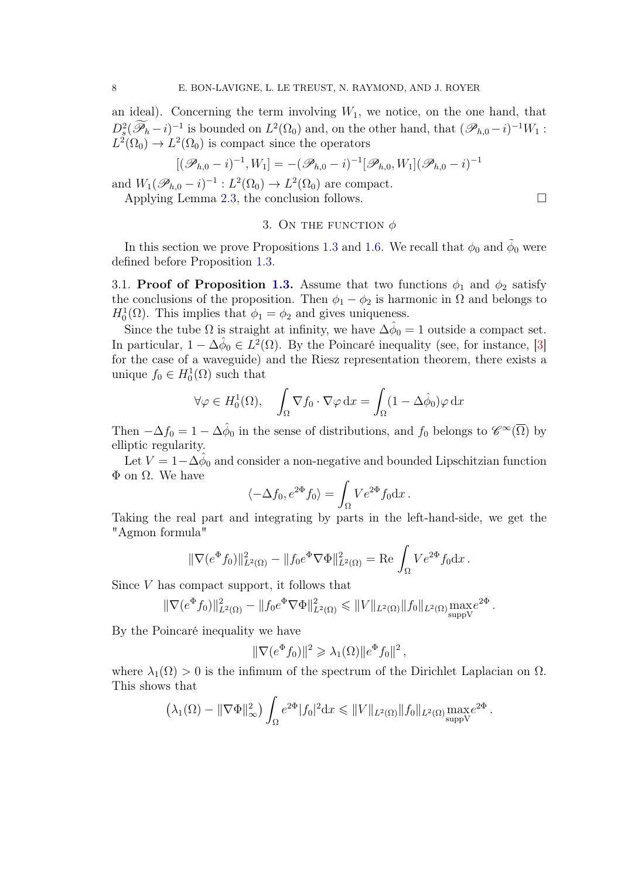an ideal). Concerning the term involving $W_1$, we notice, on the one hand, that $D_s^2(\widetilde{\mathscr{P}}_h - i)^{-1}$ is bounded on $L^2(\Omega_0)$ and, on the other hand, that $(\mathscr{P}_{h,0}-i)^{-1}W_1 : L^2(\Omega_0) \to L^2(\Omega_0)$ is compact since the operators

$$[(\mathscr{P}_{h,0}-i)^{-1}, W_1] = -(\mathscr{P}_{h,0}-i)^{-1}[\mathscr{P}_{h,0}, W_1](\mathscr{P}_{h,0}-i)^{-1}$$

and $W_1(\mathscr{P}_{h,0}-i)^{-1} : L^2(\Omega_0) \to L^2(\Omega_0)$ are compact.

Applying Lemma 2.3, the conclusion follows. $\square$

## 3. On the function $\phi$

In this section we prove Propositions 1.3 and 1.6. We recall that $\phi_0$ and $\tilde{\phi}_0$ were defined before Proposition 1.3.

### 3.1. Proof of Proposition 1.3.

Assume that two functions $\phi_1$ and $\phi_2$ satisfy the conclusions of the proposition. Then $\phi_1 - \phi_2$ is harmonic in $\Omega$ and belongs to $H_0^1(\Omega)$. This implies that $\phi_1 = \phi_2$ and gives uniqueness.

Since the tube $\Omega$ is straight at infinity, we have $\Delta\hat{\phi}_0 = 1$ outside a compact set. In particular, $1 - \Delta\hat{\phi}_0 \in L^2(\Omega)$. By the Poincaré inequality (see, for instance, [3] for the case of a waveguide) and the Riesz representation theorem, there exists a unique $f_0 \in H_0^1(\Omega)$ such that

$$\forall \varphi \in H_0^1(\Omega), \quad \int_\Omega \nabla f_0 \cdot \nabla \varphi \, \mathrm{d}x = \int_\Omega (1 - \Delta\hat{\phi}_0)\varphi \, \mathrm{d}x$$

Then $-\Delta f_0 = 1 - \Delta\hat{\phi}_0$ in the sense of distributions, and $f_0$ belongs to $\mathscr{C}^\infty(\overline{\Omega})$ by elliptic regularity.

Let $V = 1 - \Delta\hat{\phi}_0$ and consider a non-negative and bounded Lipschitzian function $\Phi$ on $\Omega$. We have

$$\langle -\Delta f_0, e^{2\Phi} f_0 \rangle = \int_\Omega V e^{2\Phi} f_0 \mathrm{d}x \, .$$

Taking the real part and integrating by parts in the left-hand-side, we get the "Agmon formula"

$$\|\nabla(e^\Phi f_0)\|^2_{L^2(\Omega)} - \|f_0 e^\Phi \nabla\Phi\|^2_{L^2(\Omega)} = \mathrm{Re} \int_\Omega V e^{2\Phi} f_0 \mathrm{d}x \, .$$

Since $V$ has compact support, it follows that

$$\|\nabla(e^\Phi f_0)\|^2_{L^2(\Omega)} - \|f_0 e^\Phi \nabla\Phi\|^2_{L^2(\Omega)} \leqslant \|V\|_{L^2(\Omega)} \|f_0\|_{L^2(\Omega)} \max_{\mathrm{suppV}} e^{2\Phi} \, .$$

By the Poincaré inequality we have

$$\|\nabla(e^\Phi f_0)\|^2 \geqslant \lambda_1(\Omega)\|e^\Phi f_0\|^2 \, ,$$

where $\lambda_1(\Omega) > 0$ is the infimum of the spectrum of the Dirichlet Laplacian on $\Omega$. This shows that

$$\left(\lambda_1(\Omega) - \|\nabla\Phi\|^2_\infty\right) \int_\Omega e^{2\Phi}|f_0|^2 \mathrm{d}x \leqslant \|V\|_{L^2(\Omega)} \|f_0\|_{L^2(\Omega)} \max_{\mathrm{suppV}} e^{2\Phi} \, .$$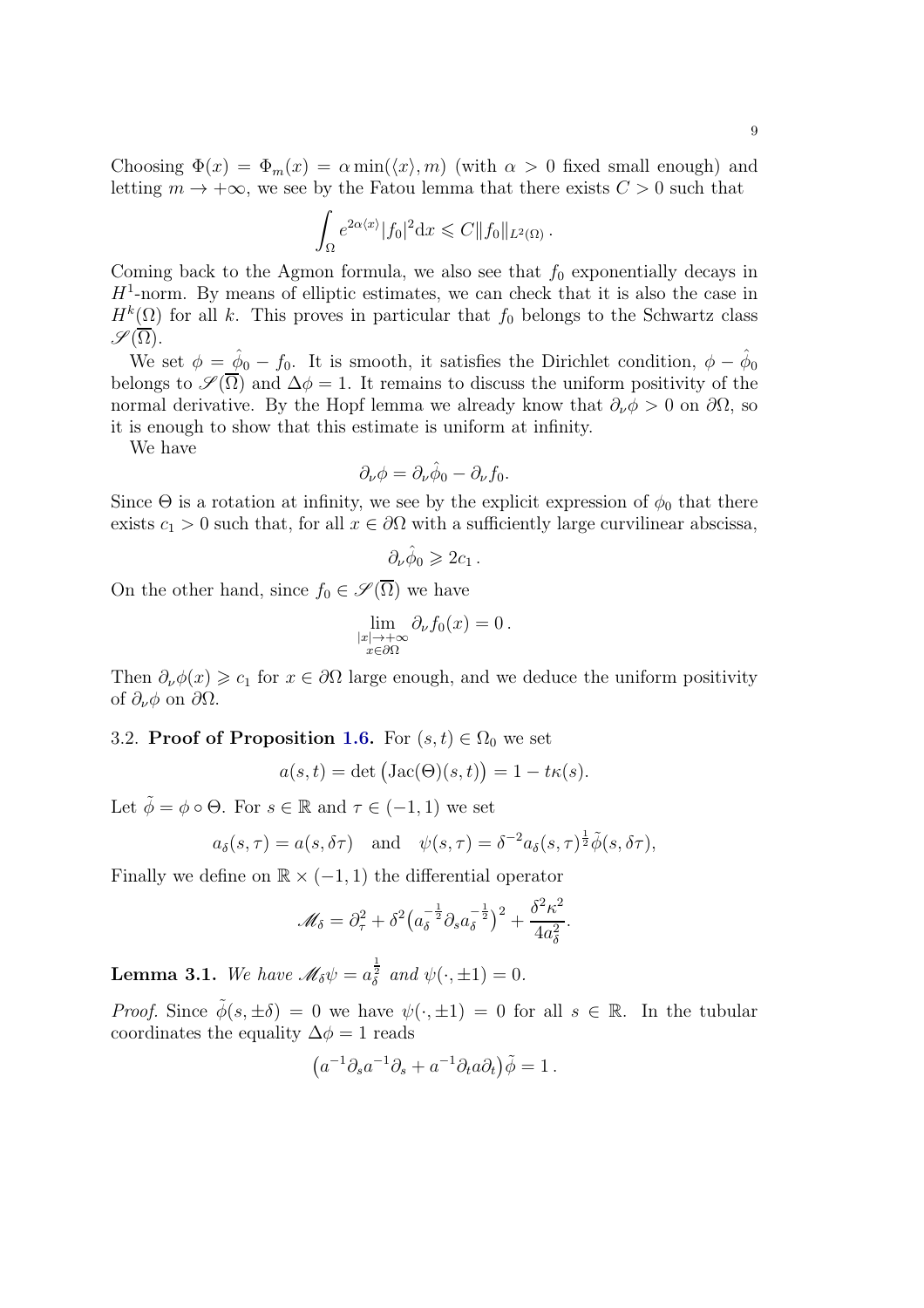Choosing $\Phi(x) = \Phi_m(x) = \alpha \min(\langle x \rangle, m)$ (with $\alpha > 0$ fixed small enough) and letting $m \to +\infty$, we see by the Fatou lemma that there exists $C > 0$ such that

$$\int_\Omega e^{2\alpha\langle x \rangle} |f_0|^2 \mathrm{d}x \leqslant C \|f_0\|_{L^2(\Omega)} .$$

Coming back to the Agmon formula, we also see that $f_0$ exponentially decays in $H^1$-norm. By means of elliptic estimates, we can check that it is also the case in $H^k(\Omega)$ for all $k$. This proves in particular that $f_0$ belongs to the Schwartz class $\mathscr{S}(\overline{\Omega})$.

We set $\phi = \hat{\phi}_0 - f_0$. It is smooth, it satisfies the Dirichlet condition, $\phi - \hat{\phi}_0$ belongs to $\mathscr{S}(\overline{\Omega})$ and $\Delta\phi = 1$. It remains to discuss the uniform positivity of the normal derivative. By the Hopf lemma we already know that $\partial_\nu \phi > 0$ on $\partial\Omega$, so it is enough to show that this estimate is uniform at infinity.

We have

$$\partial_\nu \phi = \partial_\nu \hat{\phi}_0 - \partial_\nu f_0 .$$

Since $\Theta$ is a rotation at infinity, we see by the explicit expression of $\phi_0$ that there exists $c_1 > 0$ such that, for all $x \in \partial\Omega$ with a sufficiently large curvilinear abscissa,

$$\partial_\nu \hat{\phi}_0 \geqslant 2c_1 .$$

On the other hand, since $f_0 \in \mathscr{S}(\overline{\Omega})$ we have

$$\lim_{\substack{|x| \to +\infty \\ x \in \partial\Omega}} \partial_\nu f_0(x) = 0 .$$

Then $\partial_\nu \phi(x) \geqslant c_1$ for $x \in \partial\Omega$ large enough, and we deduce the uniform positivity of $\partial_\nu \phi$ on $\partial\Omega$.

3.2. **Proof of Proposition 1.6.** For $(s,t) \in \Omega_0$ we set

$$a(s,t) = \det\big(\mathrm{Jac}(\Theta)(s,t)\big) = 1 - t\kappa(s).$$

Let $\tilde{\phi} = \phi \circ \Theta$. For $s \in \mathbb{R}$ and $\tau \in (-1,1)$ we set

$$a_\delta(s,\tau) = a(s, \delta\tau) \quad \text{and} \quad \psi(s,\tau) = \delta^{-2} a_\delta(s,\tau)^{\frac{1}{2}} \tilde{\phi}(s, \delta\tau),$$

Finally we define on $\mathbb{R} \times (-1,1)$ the differential operator

$$\mathscr{M}_\delta = \partial_\tau^2 + \delta^2 \big(a_\delta^{-\frac{1}{2}} \partial_s a_\delta^{-\frac{1}{2}}\big)^2 + \frac{\delta^2 \kappa^2}{4a_\delta^2}.$$

**Lemma 3.1.** *We have $\mathscr{M}_\delta \psi = a_\delta^{\frac{1}{2}}$ and $\psi(\cdot, \pm 1) = 0$.*

*Proof.* Since $\tilde{\phi}(s, \pm\delta) = 0$ we have $\psi(\cdot, \pm 1) = 0$ for all $s \in \mathbb{R}$. In the tubular coordinates the equality $\Delta\phi = 1$ reads

$$\big(a^{-1}\partial_s a^{-1} \partial_s + a^{-1} \partial_t a \partial_t\big) \tilde{\phi} = 1 .$$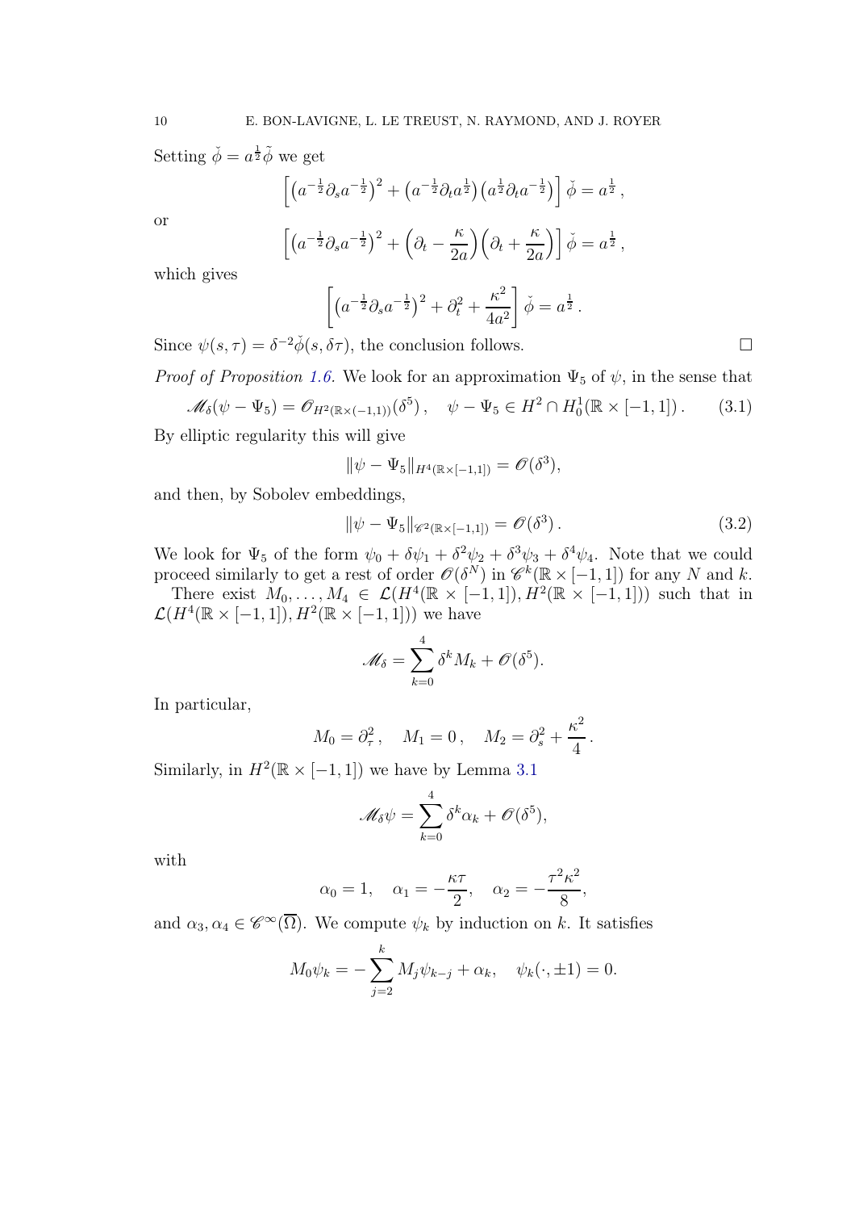Setting $\check{\phi} = a^{\frac{1}{2}}\tilde{\phi}$ we get

$$\left[\left(a^{-\frac{1}{2}}\partial_s a^{-\frac{1}{2}}\right)^2 + \left(a^{-\frac{1}{2}}\partial_t a^{\frac{1}{2}}\right)\left(a^{\frac{1}{2}}\partial_t a^{-\frac{1}{2}}\right)\right]\check{\phi} = a^{\frac{1}{2}}\,,$$

or

$$\left[\left(a^{-\frac{1}{2}}\partial_s a^{-\frac{1}{2}}\right)^2 + \left(\partial_t - \frac{\kappa}{2a}\right)\left(\partial_t + \frac{\kappa}{2a}\right)\right]\check{\phi} = a^{\frac{1}{2}}\,,$$

which gives

$$\left[\left(a^{-\frac{1}{2}}\partial_s a^{-\frac{1}{2}}\right)^2 + \partial_t^2 + \frac{\kappa^2}{4a^2}\right]\check{\phi} = a^{\frac{1}{2}}\,.$$

Since $\psi(s,\tau) = \delta^{-2}\check{\phi}(s,\delta\tau)$, the conclusion follows. □

*Proof of Proposition 1.6.* We look for an approximation $\Psi_5$ of $\psi$, in the sense that

$$\mathscr{M}_\delta(\psi - \Psi_5) = \mathscr{O}_{H^2(\mathbb{R}\times(-1,1))}(\delta^5)\,,\quad \psi - \Psi_5 \in H^2 \cap H^1_0(\mathbb{R}\times[-1,1])\,. \tag{3.1}$$

By elliptic regularity this will give

$$\|\psi - \Psi_5\|_{H^4(\mathbb{R}\times[-1,1])} = \mathscr{O}(\delta^3),$$

and then, by Sobolev embeddings,

$$\|\psi - \Psi_5\|_{\mathscr{C}^2(\mathbb{R}\times[-1,1])} = \mathscr{O}(\delta^3)\,. \tag{3.2}$$

We look for $\Psi_5$ of the form $\psi_0 + \delta\psi_1 + \delta^2\psi_2 + \delta^3\psi_3 + \delta^4\psi_4$. Note that we could proceed similarly to get a rest of order $\mathscr{O}(\delta^N)$ in $\mathscr{C}^k(\mathbb{R}\times[-1,1])$ for any $N$ and $k$.

There exist $M_0,\ldots,M_4 \in \mathcal{L}(H^4(\mathbb{R}\times[-1,1]), H^2(\mathbb{R}\times[-1,1]))$ such that in $\mathcal{L}(H^4(\mathbb{R}\times[-1,1]), H^2(\mathbb{R}\times[-1,1]))$ we have

$$\mathscr{M}_\delta = \sum_{k=0}^{4}\delta^k M_k + \mathscr{O}(\delta^5).$$

In particular,

$$M_0 = \partial_\tau^2\,,\quad M_1 = 0\,,\quad M_2 = \partial_s^2 + \frac{\kappa^2}{4}\,.$$

Similarly, in $H^2(\mathbb{R}\times[-1,1])$ we have by Lemma 3.1

$$\mathscr{M}_\delta\psi = \sum_{k=0}^{4}\delta^k\alpha_k + \mathscr{O}(\delta^5),$$

with

$$\alpha_0 = 1,\quad \alpha_1 = -\frac{\kappa\tau}{2},\quad \alpha_2 = -\frac{\tau^2\kappa^2}{8},$$

and $\alpha_3, \alpha_4 \in \mathscr{C}^\infty(\overline{\Omega})$. We compute $\psi_k$ by induction on $k$. It satisfies

$$M_0\psi_k = -\sum_{j=2}^{k} M_j\psi_{k-j} + \alpha_k,\quad \psi_k(\cdot,\pm 1) = 0.$$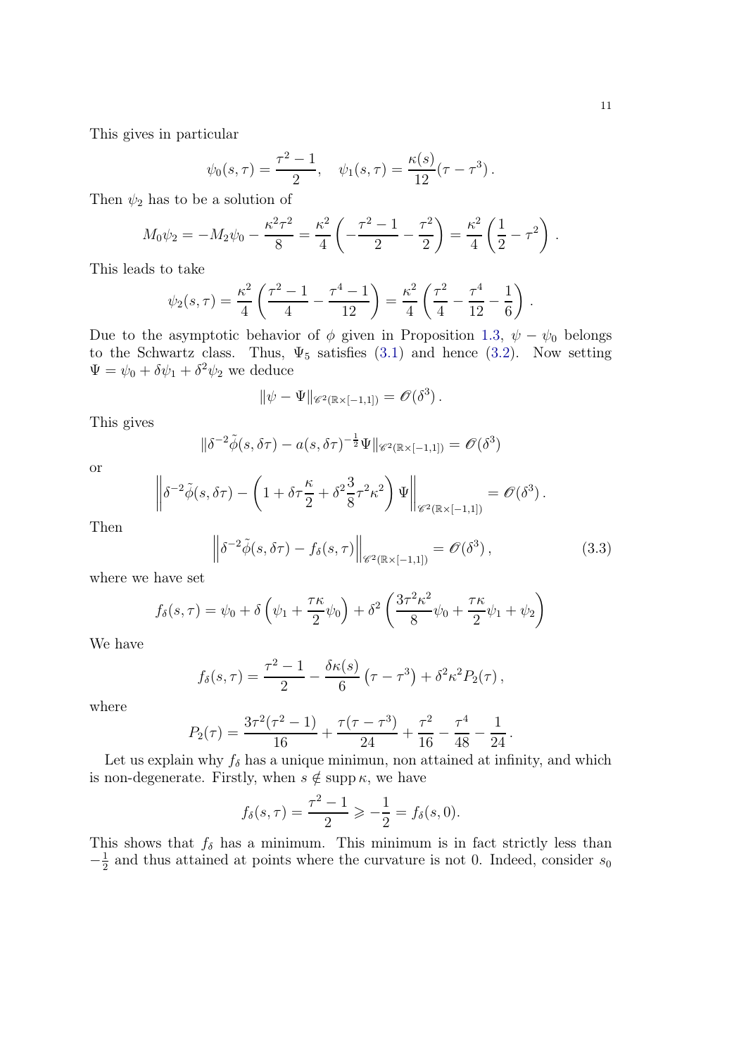This gives in particular

$$\psi_0(s,\tau) = \frac{\tau^2-1}{2}, \quad \psi_1(s,\tau) = \frac{\kappa(s)}{12}(\tau - \tau^3)\,.$$

Then $\psi_2$ has to be a solution of

$$M_0\psi_2 = -M_2\psi_0 - \frac{\kappa^2\tau^2}{8} = \frac{\kappa^2}{4}\left(-\frac{\tau^2-1}{2} - \frac{\tau^2}{2}\right) = \frac{\kappa^2}{4}\left(\frac{1}{2} - \tau^2\right)\,.$$

This leads to take

$$\psi_2(s,\tau) = \frac{\kappa^2}{4}\left(\frac{\tau^2-1}{4} - \frac{\tau^4-1}{12}\right) = \frac{\kappa^2}{4}\left(\frac{\tau^2}{4} - \frac{\tau^4}{12} - \frac{1}{6}\right)\,.$$

Due to the asymptotic behavior of $\phi$ given in Proposition 1.3, $\psi - \psi_0$ belongs to the Schwartz class. Thus, $\Psi_5$ satisfies (3.1) and hence (3.2). Now setting $\Psi = \psi_0 + \delta\psi_1 + \delta^2\psi_2$ we deduce

$$\|\psi - \Psi\|_{\mathscr{C}^2(\mathbb{R}\times[-1,1])} = \mathscr{O}(\delta^3)\,.$$

This gives

$$\|\delta^{-2}\tilde{\phi}(s,\delta\tau) - a(s,\delta\tau)^{-\frac{1}{2}}\Psi\|_{\mathscr{C}^2(\mathbb{R}\times[-1,1])} = \mathscr{O}(\delta^3)$$

or

$$\left\|\delta^{-2}\tilde{\phi}(s,\delta\tau) - \left(1 + \delta\tau\frac{\kappa}{2} + \delta^2\frac{3}{8}\tau^2\kappa^2\right)\Psi\right\|_{\mathscr{C}^2(\mathbb{R}\times[-1,1])} = \mathscr{O}(\delta^3)\,.$$

Then

$$\left\|\delta^{-2}\tilde{\phi}(s,\delta\tau) - f_\delta(s,\tau)\right\|_{\mathscr{C}^2(\mathbb{R}\times[-1,1])} = \mathscr{O}(\delta^3)\,, \tag{3.3}$$

where we have set

$$f_\delta(s,\tau) = \psi_0 + \delta\left(\psi_1 + \frac{\tau\kappa}{2}\psi_0\right) + \delta^2\left(\frac{3\tau^2\kappa^2}{8}\psi_0 + \frac{\tau\kappa}{2}\psi_1 + \psi_2\right)$$

We have

$$f_\delta(s,\tau) = \frac{\tau^2-1}{2} - \frac{\delta\kappa(s)}{6}\left(\tau - \tau^3\right) + \delta^2\kappa^2 P_2(\tau)\,,$$

where

$$P_2(\tau) = \frac{3\tau^2(\tau^2-1)}{16} + \frac{\tau(\tau-\tau^3)}{24} + \frac{\tau^2}{16} - \frac{\tau^4}{48} - \frac{1}{24}\,.$$

Let us explain why $f_\delta$ has a unique minimun, non attained at infinity, and which is non-degenerate. Firstly, when $s \notin \operatorname{supp}\kappa$, we have

$$f_\delta(s,\tau) = \frac{\tau^2-1}{2} \geqslant -\frac{1}{2} = f_\delta(s,0).$$

This shows that $f_\delta$ has a minimum. This minimum is in fact strictly less than $-\frac{1}{2}$ and thus attained at points where the curvature is not 0. Indeed, consider $s_0$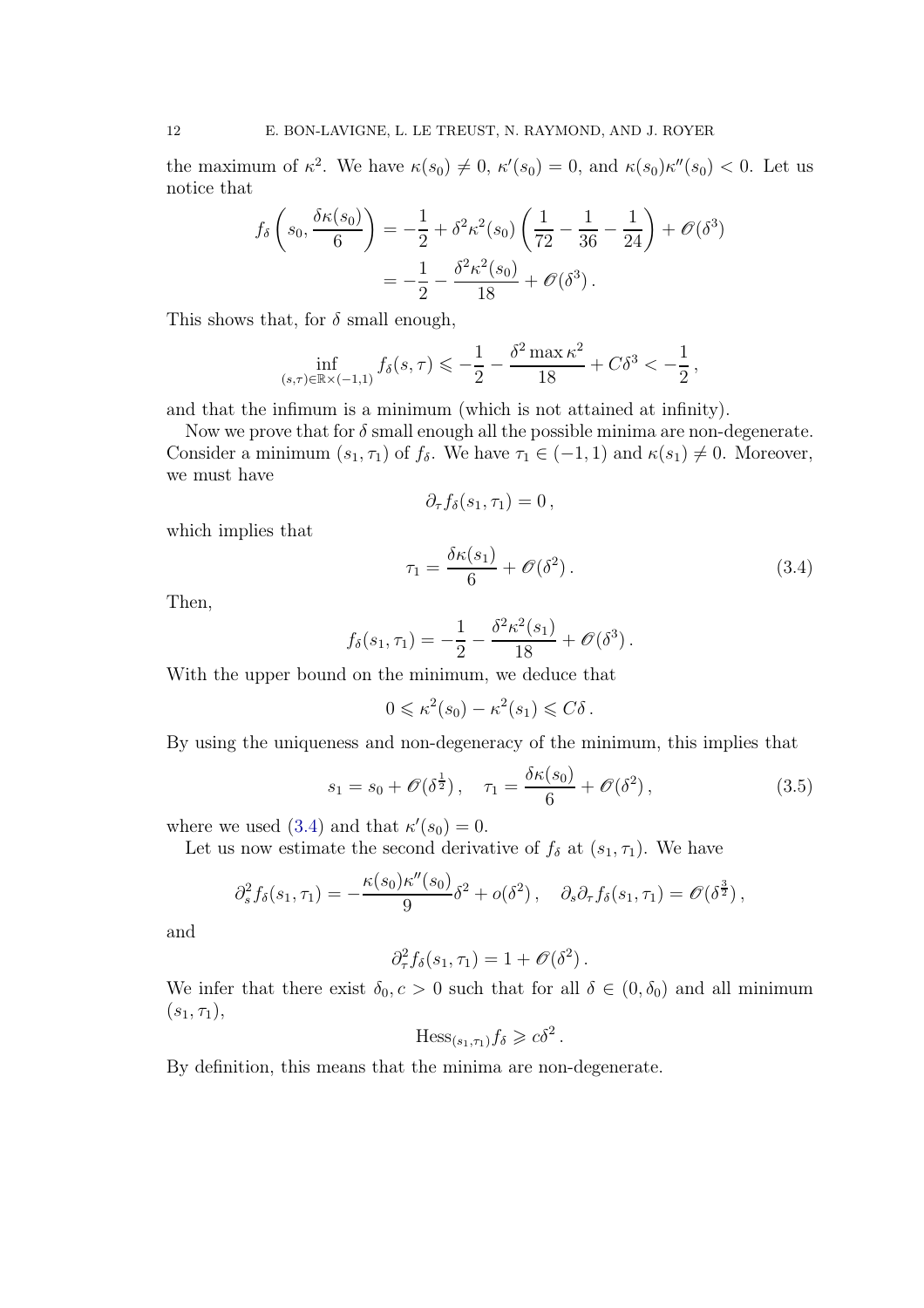the maximum of $\kappa^2$. We have $\kappa(s_0) \neq 0$, $\kappa'(s_0) = 0$, and $\kappa(s_0)\kappa''(s_0) < 0$. Let us notice that

$$
\begin{aligned}
f_\delta\left(s_0, \frac{\delta\kappa(s_0)}{6}\right) &= -\frac{1}{2} + \delta^2\kappa^2(s_0)\left(\frac{1}{72} - \frac{1}{36} - \frac{1}{24}\right) + \mathscr{O}(\delta^3) \\
&= -\frac{1}{2} - \frac{\delta^2\kappa^2(s_0)}{18} + \mathscr{O}(\delta^3)\,.
\end{aligned}
$$

This shows that, for $\delta$ small enough,

$$
\inf_{(s,\tau)\in\mathbb{R}\times(-1,1)} f_\delta(s,\tau) \leqslant -\frac{1}{2} - \frac{\delta^2 \max\kappa^2}{18} + C\delta^3 < -\frac{1}{2}\,,
$$

and that the infimum is a minimum (which is not attained at infinity).

Now we prove that for $\delta$ small enough all the possible minima are non-degenerate. Consider a minimum $(s_1, \tau_1)$ of $f_\delta$. We have $\tau_1 \in (-1,1)$ and $\kappa(s_1) \neq 0$. Moreover, we must have

$$
\partial_\tau f_\delta(s_1, \tau_1) = 0\,,
$$

which implies that

$$
\tau_1 = \frac{\delta\kappa(s_1)}{6} + \mathscr{O}(\delta^2)\,. \tag{3.4}
$$

Then,

$$
f_\delta(s_1, \tau_1) = -\frac{1}{2} - \frac{\delta^2\kappa^2(s_1)}{18} + \mathscr{O}(\delta^3)\,.
$$

With the upper bound on the minimum, we deduce that

$$
0 \leqslant \kappa^2(s_0) - \kappa^2(s_1) \leqslant C\delta\,.
$$

By using the uniqueness and non-degeneracy of the minimum, this implies that

$$
s_1 = s_0 + \mathscr{O}(\delta^{\frac{1}{2}})\,, \quad \tau_1 = \frac{\delta\kappa(s_0)}{6} + \mathscr{O}(\delta^2)\,, \tag{3.5}
$$

where we used (3.4) and that $\kappa'(s_0) = 0$.

Let us now estimate the second derivative of $f_\delta$ at $(s_1, \tau_1)$. We have

$$
\partial_s^2 f_\delta(s_1, \tau_1) = -\frac{\kappa(s_0)\kappa''(s_0)}{9}\delta^2 + o(\delta^2)\,, \quad \partial_s\partial_\tau f_\delta(s_1,\tau_1) = \mathscr{O}(\delta^{\frac{3}{2}})\,,
$$

and

$$
\partial_\tau^2 f_\delta(s_1, \tau_1) = 1 + \mathscr{O}(\delta^2)\,.
$$

We infer that there exist $\delta_0, c > 0$ such that for all $\delta \in (0, \delta_0)$ and all minimum $(s_1, \tau_1)$,

$$
\mathrm{Hess}_{(s_1,\tau_1)} f_\delta \geqslant c\delta^2\,.
$$

By definition, this means that the minima are non-degenerate.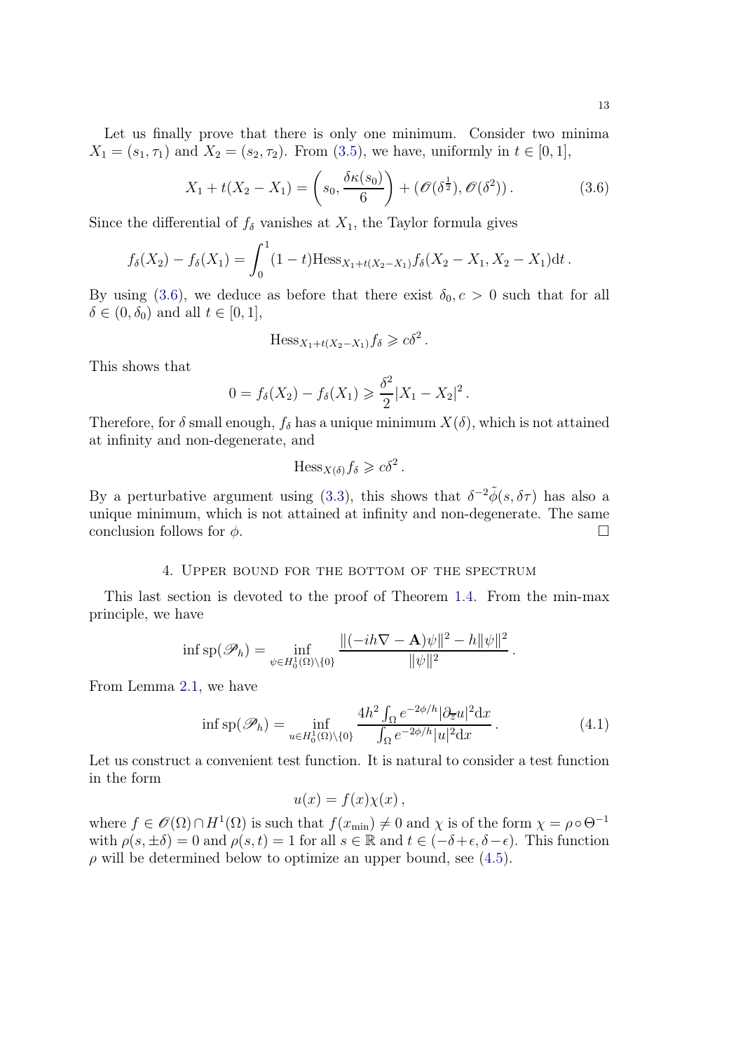Let us finally prove that there is only one minimum. Consider two minima $X_1 = (s_1, \tau_1)$ and $X_2 = (s_2, \tau_2)$. From (3.5), we have, uniformly in $t \in [0,1]$,

$$X_1 + t(X_2 - X_1) = \left(s_0, \frac{\delta \kappa(s_0)}{6}\right) + (\mathscr{O}(\delta^{\frac{1}{2}}), \mathscr{O}(\delta^2)) \,. \tag{3.6}$$

Since the differential of $f_\delta$ vanishes at $X_1$, the Taylor formula gives

$$f_\delta(X_2) - f_\delta(X_1) = \int_0^1 (1-t) \mathrm{Hess}_{X_1 + t(X_2 - X_1)} f_\delta (X_2 - X_1, X_2 - X_1) \mathrm{d}t \,.$$

By using (3.6), we deduce as before that there exist $\delta_0, c > 0$ such that for all $\delta \in (0, \delta_0)$ and all $t \in [0,1]$,

$$\mathrm{Hess}_{X_1 + t(X_2 - X_1)} f_\delta \geqslant c\delta^2 \,.$$

This shows that

$$0 = f_\delta(X_2) - f_\delta(X_1) \geqslant \frac{\delta^2}{2} |X_1 - X_2|^2 \,.$$

Therefore, for $\delta$ small enough, $f_\delta$ has a unique minimum $X(\delta)$, which is not attained at infinity and non-degenerate, and

$$\mathrm{Hess}_{X(\delta)} f_\delta \geqslant c\delta^2 \,.$$

By a perturbative argument using (3.3), this shows that $\delta^{-2} \tilde{\phi}(s, \delta\tau)$ has also a unique minimum, which is not attained at infinity and non-degenerate. The same conclusion follows for $\phi$. $\square$

## 4. Upper bound for the bottom of the spectrum

This last section is devoted to the proof of Theorem 1.4. From the min-max principle, we have

$$\inf \mathrm{sp}(\mathscr{P}_h) = \inf_{\psi \in H_0^1(\Omega) \setminus \{0\}} \frac{\|(-ih\nabla - \mathbf{A})\psi\|^2 - h\|\psi\|^2}{\|\psi\|^2} \,.$$

From Lemma 2.1, we have

$$\inf \mathrm{sp}(\mathscr{P}_h) = \inf_{u \in H_0^1(\Omega) \setminus \{0\}} \frac{4h^2 \int_\Omega e^{-2\phi/h} |\partial_{\overline{z}} u|^2 \mathrm{d}x}{\int_\Omega e^{-2\phi/h} |u|^2 \mathrm{d}x} \,. \tag{4.1}$$

Let us construct a convenient test function. It is natural to consider a test function in the form

$$u(x) = f(x)\chi(x) \,,$$

where $f \in \mathscr{O}(\Omega) \cap H^1(\Omega)$ is such that $f(x_{\min}) \neq 0$ and $\chi$ is of the form $\chi = \rho \circ \Theta^{-1}$ with $\rho(s, \pm\delta) = 0$ and $\rho(s,t) = 1$ for all $s \in \mathbb{R}$ and $t \in (-\delta + \epsilon, \delta - \epsilon)$. This function $\rho$ will be determined below to optimize an upper bound, see (4.5).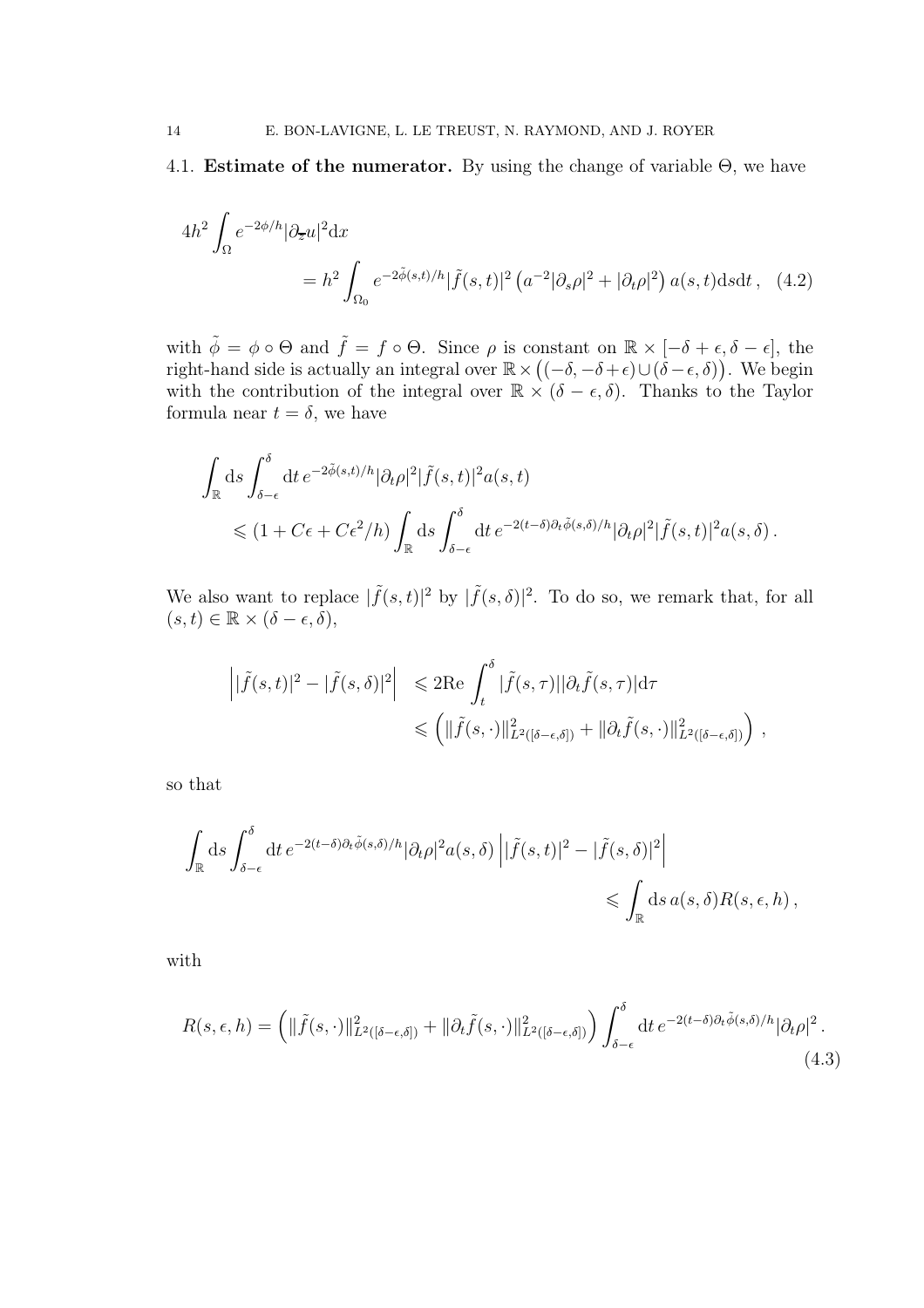### 4.1. Estimate of the numerator.

By using the change of variable $\Theta$, we have

$$
\begin{aligned}
4h^2 \int_\Omega & e^{-2\phi/h} |\partial_{\overline{z}} u|^2 \mathrm{d}x \\
&= h^2 \int_{\Omega_0} e^{-2\tilde{\phi}(s,t)/h} |\tilde{f}(s,t)|^2 \left( a^{-2} |\partial_s \rho|^2 + |\partial_t \rho|^2 \right) a(s,t) \mathrm{d}s \mathrm{d}t \,, \quad (4.2)
\end{aligned}
$$

with $\tilde{\phi} = \phi \circ \Theta$ and $\tilde{f} = f \circ \Theta$. Since $\rho$ is constant on $\mathbb{R} \times [-\delta + \epsilon, \delta - \epsilon]$, the right-hand side is actually an integral over $\mathbb{R} \times \big( (-\delta, -\delta + \epsilon) \cup (\delta - \epsilon, \delta) \big)$. We begin with the contribution of the integral over $\mathbb{R} \times (\delta - \epsilon, \delta)$. Thanks to the Taylor formula near $t = \delta$, we have

$$
\begin{aligned}
\int_{\mathbb{R}} & \mathrm{d}s \int_{\delta-\epsilon}^{\delta} \mathrm{d}t \, e^{-2\tilde{\phi}(s,t)/h} |\partial_t \rho|^2 |\tilde{f}(s,t)|^2 a(s,t) \\
&\leqslant (1 + C\epsilon + C\epsilon^2/h) \int_{\mathbb{R}} \mathrm{d}s \int_{\delta-\epsilon}^{\delta} \mathrm{d}t \, e^{-2(t-\delta)\partial_t \tilde{\phi}(s,\delta)/h} |\partial_t \rho|^2 |\tilde{f}(s,t)|^2 a(s,\delta) \,.
\end{aligned}
$$

We also want to replace $|\tilde{f}(s,t)|^2$ by $|\tilde{f}(s,\delta)|^2$. To do so, we remark that, for all $(s,t) \in \mathbb{R} \times (\delta - \epsilon, \delta)$,

$$
\begin{aligned}
\left| |\tilde{f}(s,t)|^2 - |\tilde{f}(s,\delta)|^2 \right| &\leqslant 2 \mathrm{Re} \int_t^\delta |\tilde{f}(s,\tau)| |\partial_t \tilde{f}(s,\tau)| \mathrm{d}\tau \\
&\leqslant \left( \|\tilde{f}(s,\cdot)\|^2_{L^2([\delta-\epsilon,\delta])} + \|\partial_t \tilde{f}(s,\cdot)\|^2_{L^2([\delta-\epsilon,\delta])} \right) \,,
\end{aligned}
$$

so that

$$
\begin{aligned}
\int_{\mathbb{R}} \mathrm{d}s \int_{\delta-\epsilon}^{\delta} \mathrm{d}t \, e^{-2(t-\delta)\partial_t \tilde{\phi}(s,\delta)/h} |\partial_t \rho|^2 a(s,\delta) & \left| |\tilde{f}(s,t)|^2 - |\tilde{f}(s,\delta)|^2 \right| \\
&\leqslant \int_{\mathbb{R}} \mathrm{d}s \, a(s,\delta) R(s,\epsilon,h) \,,
\end{aligned}
$$

with

$$
R(s,\epsilon,h) = \left( \|\tilde{f}(s,\cdot)\|^2_{L^2([\delta-\epsilon,\delta])} + \|\partial_t \tilde{f}(s,\cdot)\|^2_{L^2([\delta-\epsilon,\delta])} \right) \int_{\delta-\epsilon}^{\delta} \mathrm{d}t \, e^{-2(t-\delta)\partial_t \tilde{\phi}(s,\delta)/h} |\partial_t \rho|^2 \,. \quad (4.3)
$$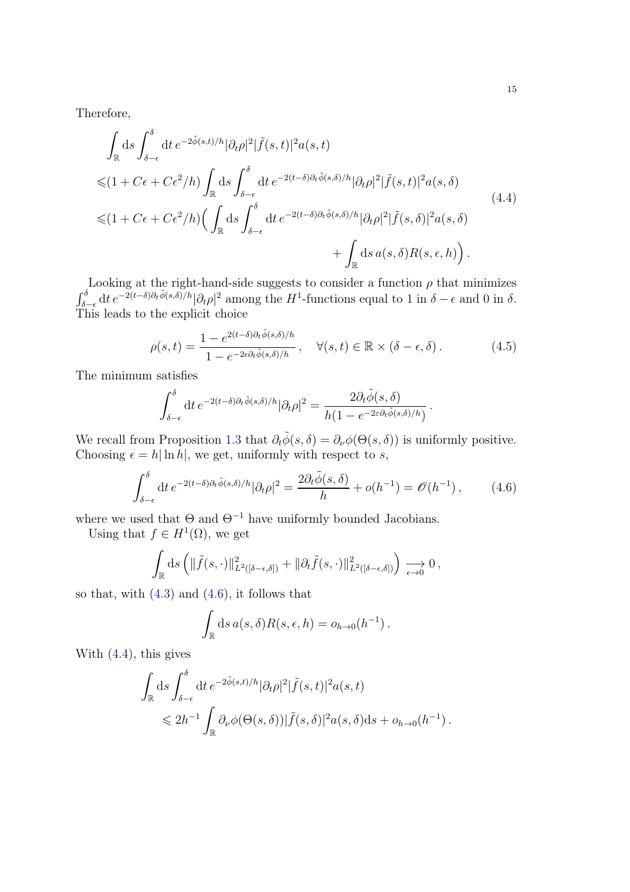Therefore,

$$
\begin{aligned}
&\int_{\mathbb{R}} \mathrm{d}s \int_{\delta-\epsilon}^{\delta} \mathrm{d}t\, e^{-2\tilde{\phi}(s,t)/h} |\partial_t \rho|^2 |\tilde{f}(s,t)|^2 a(s,t) \\
&\leqslant (1 + C\epsilon + C\epsilon^2/h) \int_{\mathbb{R}} \mathrm{d}s \int_{\delta-\epsilon}^{\delta} \mathrm{d}t\, e^{-2(t-\delta)\partial_t \tilde{\phi}(s,\delta)/h} |\partial_t \rho|^2 |\tilde{f}(s,t)|^2 a(s,\delta) \\
&\leqslant (1 + C\epsilon + C\epsilon^2/h) \Big( \int_{\mathbb{R}} \mathrm{d}s \int_{\delta-\epsilon}^{\delta} \mathrm{d}t\, e^{-2(t-\delta)\partial_t \tilde{\phi}(s,\delta)/h} |\partial_t \rho|^2 |\tilde{f}(s,\delta)|^2 a(s,\delta) \\
&\qquad\qquad\qquad\qquad\qquad\qquad + \int_{\mathbb{R}} \mathrm{d}s\, a(s,\delta) R(s,\epsilon,h) \Big) .
\end{aligned}
\tag{4.4}
$$

Looking at the right-hand-side suggests to consider a function $\rho$ that minimizes $\int_{\delta-\epsilon}^{\delta} \mathrm{d}t\, e^{-2(t-\delta)\partial_t \tilde{\phi}(s,\delta)/h} |\partial_t \rho|^2$ among the $H^1$-functions equal to 1 in $\delta - \epsilon$ and 0 in $\delta$. This leads to the explicit choice

$$
\rho(s,t) = \frac{1 - e^{2(t-\delta)\partial_t \tilde{\phi}(s,\delta)/h}}{1 - e^{-2\epsilon \partial_t \tilde{\phi}(s,\delta)/h}}, \quad \forall (s,t) \in \mathbb{R} \times (\delta - \epsilon, \delta) . \tag{4.5}
$$

The minimum satisfies

$$
\int_{\delta-\epsilon}^{\delta} \mathrm{d}t\, e^{-2(t-\delta)\partial_t \tilde{\phi}(s,\delta)/h} |\partial_t \rho|^2 = \frac{2\partial_t \tilde{\phi}(s,\delta)}{h\big(1 - e^{-2\varepsilon \partial_t \tilde{\phi}(s,\delta)/h}\big)} .
$$

We recall from Proposition 1.3 that $\partial_t \tilde{\phi}(s,\delta) = \partial_\nu \phi(\Theta(s,\delta))$ is uniformly positive. Choosing $\epsilon = h|\ln h|$, we get, uniformly with respect to $s$,

$$
\int_{\delta-\epsilon}^{\delta} \mathrm{d}t\, e^{-2(t-\delta)\partial_t \tilde{\phi}(s,\delta)/h} |\partial_t \rho|^2 = \frac{2\partial_t \tilde{\phi}(s,\delta)}{h} + o(h^{-1}) = \mathscr{O}(h^{-1}) , \tag{4.6}
$$

where we used that $\Theta$ and $\Theta^{-1}$ have uniformly bounded Jacobians.

Using that $f \in H^1(\Omega)$, we get

$$
\int_{\mathbb{R}} \mathrm{d}s \left( \|\tilde{f}(s,\cdot)\|^2_{L^2([\delta-\epsilon,\delta])} + \|\partial_t \tilde{f}(s,\cdot)\|^2_{L^2([\delta-\epsilon,\delta])} \right) \underset{\epsilon \to 0}{\longrightarrow} 0 ,
$$

so that, with (4.3) and (4.6), it follows that

$$
\int_{\mathbb{R}} \mathrm{d}s\, a(s,\delta) R(s,\epsilon,h) = o_{h\to 0}(h^{-1}) .
$$

With (4.4), this gives

$$
\begin{aligned}
&\int_{\mathbb{R}} \mathrm{d}s \int_{\delta-\epsilon}^{\delta} \mathrm{d}t\, e^{-2\tilde{\phi}(s,t)/h} |\partial_t \rho|^2 |\tilde{f}(s,t)|^2 a(s,t) \\
&\qquad \leqslant 2h^{-1} \int_{\mathbb{R}} \partial_\nu \phi(\Theta(s,\delta)) |\tilde{f}(s,\delta)|^2 a(s,\delta) \mathrm{d}s + o_{h\to 0}(h^{-1}) .
\end{aligned}
$$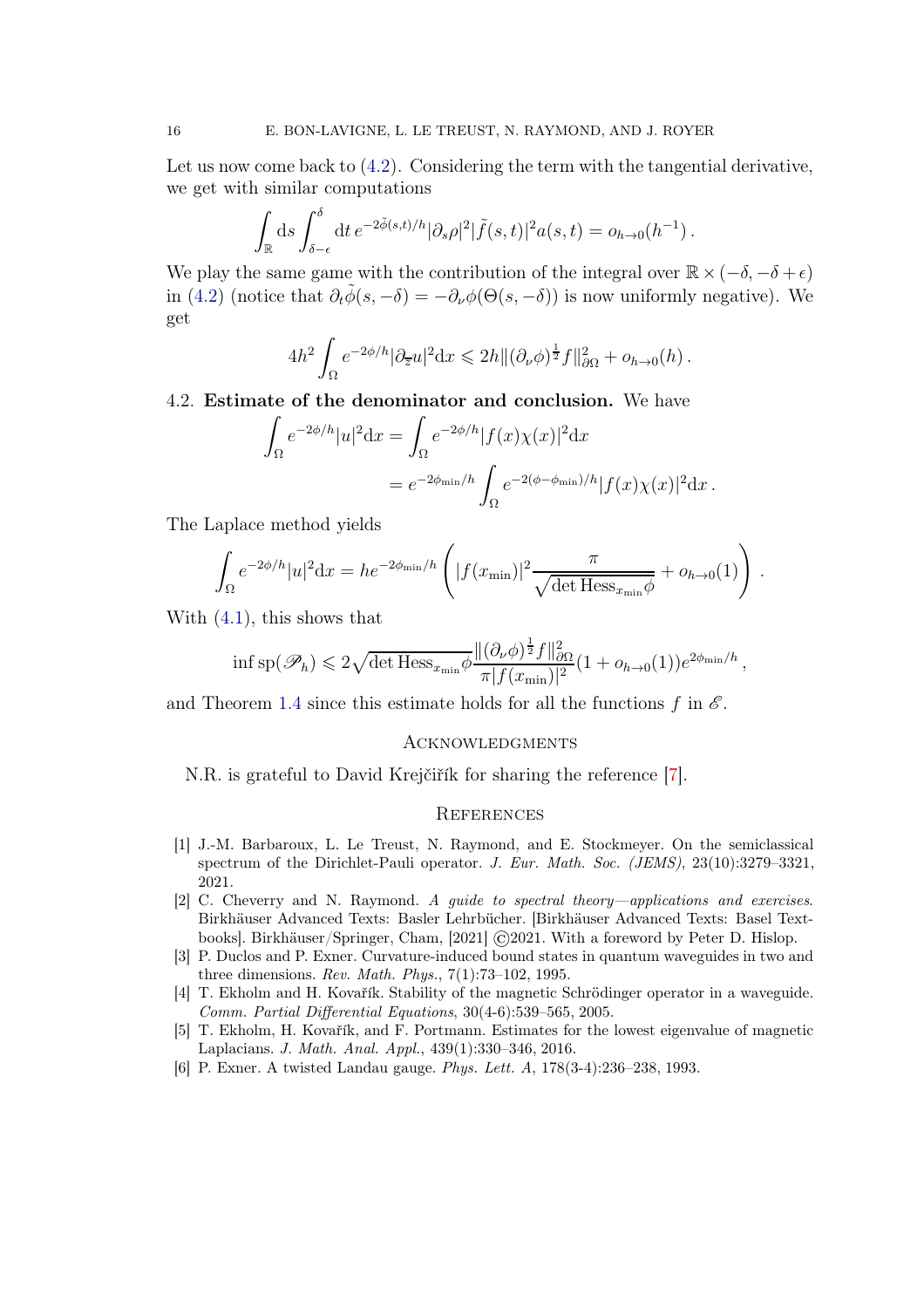Let us now come back to (4.2). Considering the term with the tangential derivative, we get with similar computations

$$\int_{\mathbb{R}} \mathrm{d}s \int_{\delta-\epsilon}^{\delta} \mathrm{d}t\, e^{-2\tilde{\phi}(s,t)/h} |\partial_s \rho|^2 |\tilde{f}(s,t)|^2 a(s,t) = o_{h\to 0}(h^{-1})\,.$$

We play the same game with the contribution of the integral over $\mathbb{R}\times(-\delta, -\delta+\epsilon)$ in (4.2) (notice that $\partial_t\tilde{\phi}(s,-\delta) = -\partial_\nu \phi(\Theta(s,-\delta))$ is now uniformly negative). We get

$$4h^2 \int_\Omega e^{-2\phi/h} |\partial_{\overline{z}} u|^2 \mathrm{d}x \leqslant 2h \|(\partial_\nu \phi)^{\frac{1}{2}} f\|^2_{\partial\Omega} + o_{h\to 0}(h)\,.$$

## 4.2. Estimate of the denominator and conclusion.

We have

$$\begin{aligned}\int_\Omega e^{-2\phi/h}|u|^2 \mathrm{d}x &= \int_\Omega e^{-2\phi/h} |f(x)\chi(x)|^2 \mathrm{d}x \\ &= e^{-2\phi_{\min}/h} \int_\Omega e^{-2(\phi-\phi_{\min})/h} |f(x)\chi(x)|^2 \mathrm{d}x\,.\end{aligned}$$

The Laplace method yields

$$\int_\Omega e^{-2\phi/h}|u|^2 \mathrm{d}x = h e^{-2\phi_{\min}/h} \left( |f(x_{\min})|^2 \frac{\pi}{\sqrt{\det \mathrm{Hess}_{x_{\min}} \phi}} + o_{h\to 0}(1) \right)\,.$$

With (4.1), this shows that

$$\inf \mathrm{sp}(\mathscr{P}_h) \leqslant 2\sqrt{\det \mathrm{Hess}_{x_{\min}}\phi}\, \frac{\|(\partial_\nu \phi)^{\frac{1}{2}} f\|^2_{\partial\Omega}}{\pi |f(x_{\min})|^2} (1 + o_{h\to 0}(1)) e^{2\phi_{\min}/h}\,,$$

and Theorem 1.4 since this estimate holds for all the functions $f$ in $\mathscr{E}$.

## Acknowledgments

N.R. is grateful to David Krejčiřík for sharing the reference [7].

## References

[1] J.-M. Barbaroux, L. Le Treust, N. Raymond, and E. Stockmeyer. On the semiclassical spectrum of the Dirichlet-Pauli operator. *J. Eur. Math. Soc. (JEMS)*, 23(10):3279–3321, 2021.

[2] C. Cheverry and N. Raymond. *A guide to spectral theory—applications and exercises*. Birkhäuser Advanced Texts: Basler Lehrbücher. [Birkhäuser Advanced Texts: Basel Textbooks]. Birkhäuser/Springer, Cham, [2021] ©2021. With a foreword by Peter D. Hislop.

[3] P. Duclos and P. Exner. Curvature-induced bound states in quantum waveguides in two and three dimensions. *Rev. Math. Phys.*, 7(1):73–102, 1995.

[4] T. Ekholm and H. Kovařík. Stability of the magnetic Schrödinger operator in a waveguide. *Comm. Partial Differential Equations*, 30(4-6):539–565, 2005.

[5] T. Ekholm, H. Kovařík, and F. Portmann. Estimates for the lowest eigenvalue of magnetic Laplacians. *J. Math. Anal. Appl.*, 439(1):330–346, 2016.

[6] P. Exner. A twisted Landau gauge. *Phys. Lett. A*, 178(3-4):236–238, 1993.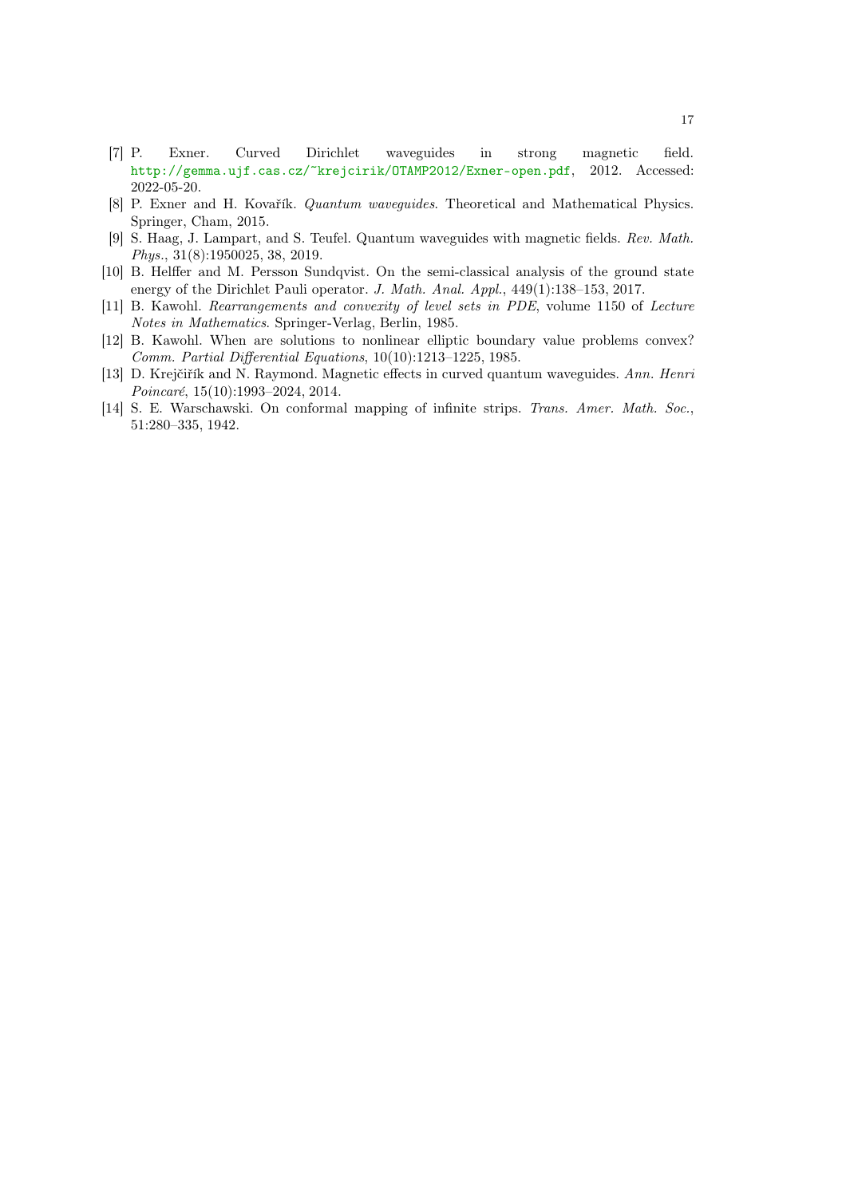[7] P. Exner. Curved Dirichlet waveguides in strong magnetic field. http://gemma.ujf.cas.cz/~krejcirik/OTAMP2012/Exner-open.pdf, 2012. Accessed: 2022-05-20.

[8] P. Exner and H. Kovařík. *Quantum waveguides*. Theoretical and Mathematical Physics. Springer, Cham, 2015.

[9] S. Haag, J. Lampart, and S. Teufel. Quantum waveguides with magnetic fields. *Rev. Math. Phys.*, 31(8):1950025, 38, 2019.

[10] B. Helffer and M. Persson Sundqvist. On the semi-classical analysis of the ground state energy of the Dirichlet Pauli operator. *J. Math. Anal. Appl.*, 449(1):138–153, 2017.

[11] B. Kawohl. *Rearrangements and convexity of level sets in PDE*, volume 1150 of *Lecture Notes in Mathematics*. Springer-Verlag, Berlin, 1985.

[12] B. Kawohl. When are solutions to nonlinear elliptic boundary value problems convex? *Comm. Partial Differential Equations*, 10(10):1213–1225, 1985.

[13] D. Krejčiřík and N. Raymond. Magnetic effects in curved quantum waveguides. *Ann. Henri Poincaré*, 15(10):1993–2024, 2014.

[14] S. E. Warschawski. On conformal mapping of infinite strips. *Trans. Amer. Math. Soc.*, 51:280–335, 1942.